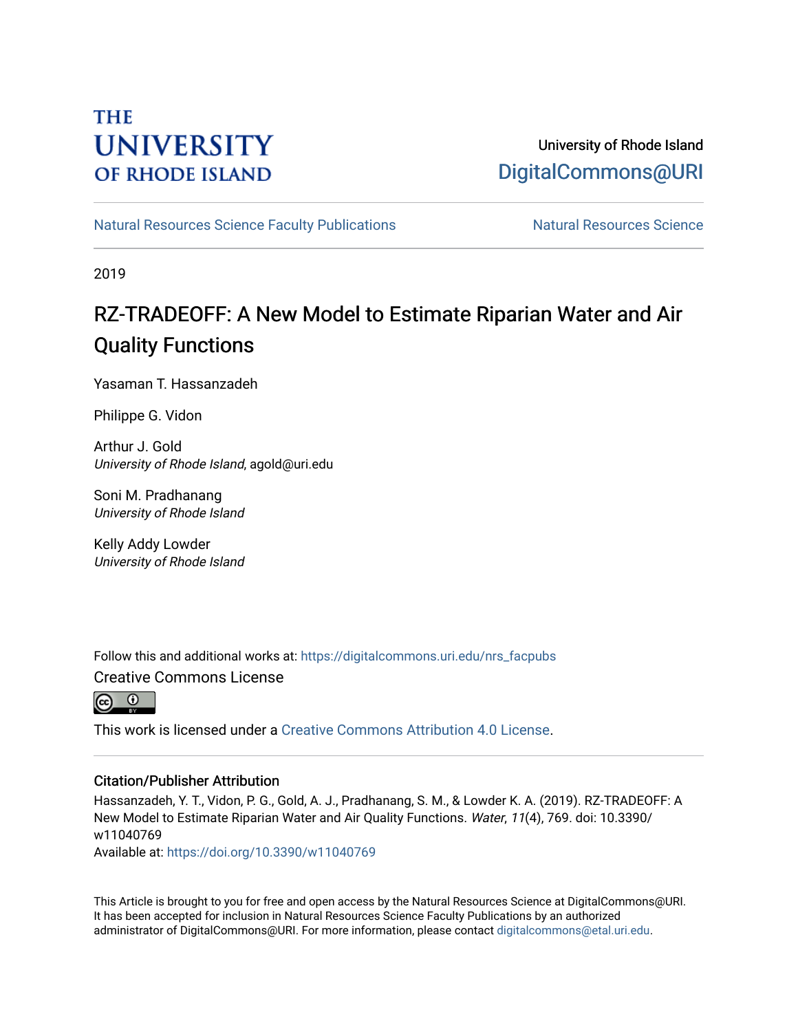THE UNIVERSITY OF RHODE ISLAND

University of Rhode Island
DigitalCommons@URI

Natural Resources Science Faculty Publications | Natural Resources Science

2019

# RZ-TRADEOFF: A New Model to Estimate Riparian Water and Air Quality Functions

Yasaman T. Hassanzadeh

Philippe G. Vidon

Arthur J. Gold
*University of Rhode Island*, agold@uri.edu

Soni M. Pradhanang
*University of Rhode Island*

Kelly Addy Lowder
*University of Rhode Island*

Follow this and additional works at: https://digitalcommons.uri.edu/nrs_facpubs

Creative Commons License

This work is licensed under a Creative Commons Attribution 4.0 License.

## Citation/Publisher Attribution

Hassanzadeh, Y. T., Vidon, P. G., Gold, A. J., Pradhanang, S. M., & Lowder K. A. (2019). RZ-TRADEOFF: A New Model to Estimate Riparian Water and Air Quality Functions. *Water*, *11*(4), 769. doi: 10.3390/w11040769
Available at: https://doi.org/10.3390/w11040769

This Article is brought to you for free and open access by the Natural Resources Science at DigitalCommons@URI. It has been accepted for inclusion in Natural Resources Science Faculty Publications by an authorized administrator of DigitalCommons@URI. For more information, please contact digitalcommons@etal.uri.edu.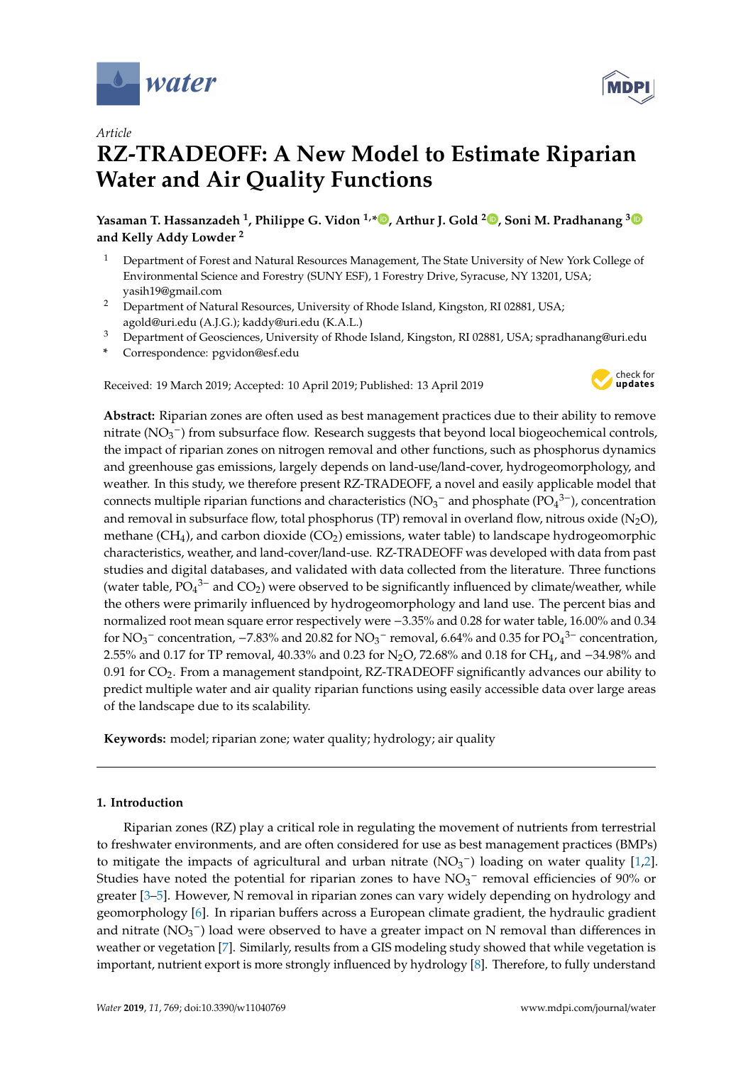Article

# RZ-TRADEOFF: A New Model to Estimate Riparian Water and Air Quality Functions

**Yasaman T. Hassanzadeh [1], Philippe G. Vidon [1,*], Arthur J. Gold [2], Soni M. Pradhanang [3] and Kelly Addy Lowder [2]**

[1] Department of Forest and Natural Resources Management, The State University of New York College of Environmental Science and Forestry (SUNY ESF), 1 Forestry Drive, Syracuse, NY 13201, USA; yasih19@gmail.com

[2] Department of Natural Resources, University of Rhode Island, Kingston, RI 02881, USA; agold@uri.edu (A.J.G.); kaddy@uri.edu (K.A.L.)

[3] Department of Geosciences, University of Rhode Island, Kingston, RI 02881, USA; spradhanang@uri.edu

\* Correspondence: pgvidon@esf.edu

Received: 19 March 2019; Accepted: 10 April 2019; Published: 13 April 2019

**Abstract:** Riparian zones are often used as best management practices due to their ability to remove nitrate ($NO_3^-$) from subsurface flow. Research suggests that beyond local biogeochemical controls, the impact of riparian zones on nitrogen removal and other functions, such as phosphorus dynamics and greenhouse gas emissions, largely depends on land-use/land-cover, hydrogeomorphology, and weather. In this study, we therefore present RZ-TRADEOFF, a novel and easily applicable model that connects multiple riparian functions and characteristics ($NO_3^-$ and phosphate ($PO_4^{3-}$), concentration and removal in subsurface flow, total phosphorus (TP) removal in overland flow, nitrous oxide ($N_2O$), methane ($CH_4$), and carbon dioxide ($CO_2$) emissions, water table) to landscape hydrogeomorphic characteristics, weather, and land-cover/land-use. RZ-TRADEOFF was developed with data from past studies and digital databases, and validated with data collected from the literature. Three functions (water table, $PO_4^{3-}$ and $CO_2$) were observed to be significantly influenced by climate/weather, while the others were primarily influenced by hydrogeomorphology and land use. The percent bias and normalized root mean square error respectively were −3.35% and 0.28 for water table, 16.00% and 0.34 for $NO_3^-$ concentration, −7.83% and 20.82 for $NO_3^-$ removal, 6.64% and 0.35 for $PO_4^{3-}$ concentration, 2.55% and 0.17 for TP removal, 40.33% and 0.23 for $N_2O$, 72.68% and 0.18 for $CH_4$, and −34.98% and 0.91 for $CO_2$. From a management standpoint, RZ-TRADEOFF significantly advances our ability to predict multiple water and air quality riparian functions using easily accessible data over large areas of the landscape due to its scalability.

**Keywords:** model; riparian zone; water quality; hydrology; air quality

## 1. Introduction

Riparian zones (RZ) play a critical role in regulating the movement of nutrients from terrestrial to freshwater environments, and are often considered for use as best management practices (BMPs) to mitigate the impacts of agricultural and urban nitrate ($NO_3^-$) loading on water quality [1,2]. Studies have noted the potential for riparian zones to have $NO_3^-$ removal efficiencies of 90% or greater [3–5]. However, N removal in riparian zones can vary widely depending on hydrology and geomorphology [6]. In riparian buffers across a European climate gradient, the hydraulic gradient and nitrate ($NO_3^-$) load were observed to have a greater impact on N removal than differences in weather or vegetation [7]. Similarly, results from a GIS modeling study showed that while vegetation is important, nutrient export is more strongly influenced by hydrology [8]. Therefore, to fully understand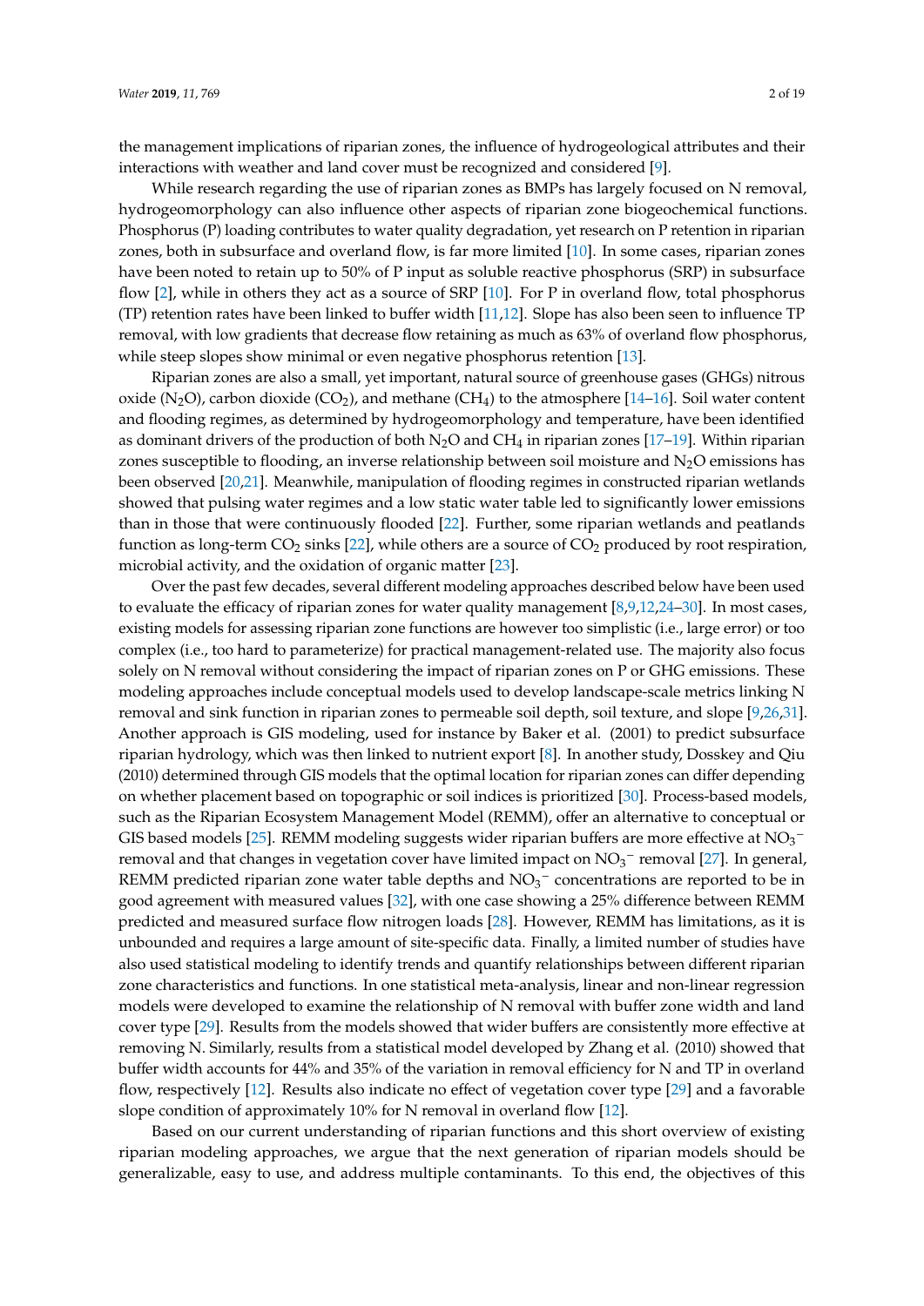the management implications of riparian zones, the influence of hydrogeological attributes and their interactions with weather and land cover must be recognized and considered [9].

While research regarding the use of riparian zones as BMPs has largely focused on N removal, hydrogeomorphology can also influence other aspects of riparian zone biogeochemical functions. Phosphorus (P) loading contributes to water quality degradation, yet research on P retention in riparian zones, both in subsurface and overland flow, is far more limited [10]. In some cases, riparian zones have been noted to retain up to 50% of P input as soluble reactive phosphorus (SRP) in subsurface flow [2], while in others they act as a source of SRP [10]. For P in overland flow, total phosphorus (TP) retention rates have been linked to buffer width [11,12]. Slope has also been seen to influence TP removal, with low gradients that decrease flow retaining as much as 63% of overland flow phosphorus, while steep slopes show minimal or even negative phosphorus retention [13].

Riparian zones are also a small, yet important, natural source of greenhouse gases (GHGs) nitrous oxide ($N_2O$), carbon dioxide ($CO_2$), and methane ($CH_4$) to the atmosphere [14–16]. Soil water content and flooding regimes, as determined by hydrogeomorphology and temperature, have been identified as dominant drivers of the production of both $N_2O$ and $CH_4$ in riparian zones [17–19]. Within riparian zones susceptible to flooding, an inverse relationship between soil moisture and $N_2O$ emissions has been observed [20,21]. Meanwhile, manipulation of flooding regimes in constructed riparian wetlands showed that pulsing water regimes and a low static water table led to significantly lower emissions than in those that were continuously flooded [22]. Further, some riparian wetlands and peatlands function as long-term $CO_2$ sinks [22], while others are a source of $CO_2$ produced by root respiration, microbial activity, and the oxidation of organic matter [23].

Over the past few decades, several different modeling approaches described below have been used to evaluate the efficacy of riparian zones for water quality management [8,9,12,24–30]. In most cases, existing models for assessing riparian zone functions are however too simplistic (i.e., large error) or too complex (i.e., too hard to parameterize) for practical management-related use. The majority also focus solely on N removal without considering the impact of riparian zones on P or GHG emissions. These modeling approaches include conceptual models used to develop landscape-scale metrics linking N removal and sink function in riparian zones to permeable soil depth, soil texture, and slope [9,26,31]. Another approach is GIS modeling, used for instance by Baker et al. (2001) to predict subsurface riparian hydrology, which was then linked to nutrient export [8]. In another study, Dosskey and Qiu (2010) determined through GIS models that the optimal location for riparian zones can differ depending on whether placement based on topographic or soil indices is prioritized [30]. Process-based models, such as the Riparian Ecosystem Management Model (REMM), offer an alternative to conceptual or GIS based models [25]. REMM modeling suggests wider riparian buffers are more effective at $NO_3^-$ removal and that changes in vegetation cover have limited impact on $NO_3^-$ removal [27]. In general, REMM predicted riparian zone water table depths and $NO_3^-$ concentrations are reported to be in good agreement with measured values [32], with one case showing a 25% difference between REMM predicted and measured surface flow nitrogen loads [28]. However, REMM has limitations, as it is unbounded and requires a large amount of site-specific data. Finally, a limited number of studies have also used statistical modeling to identify trends and quantify relationships between different riparian zone characteristics and functions. In one statistical meta-analysis, linear and non-linear regression models were developed to examine the relationship of N removal with buffer zone width and land cover type [29]. Results from the models showed that wider buffers are consistently more effective at removing N. Similarly, results from a statistical model developed by Zhang et al. (2010) showed that buffer width accounts for 44% and 35% of the variation in removal efficiency for N and TP in overland flow, respectively [12]. Results also indicate no effect of vegetation cover type [29] and a favorable slope condition of approximately 10% for N removal in overland flow [12].

Based on our current understanding of riparian functions and this short overview of existing riparian modeling approaches, we argue that the next generation of riparian models should be generalizable, easy to use, and address multiple contaminants. To this end, the objectives of this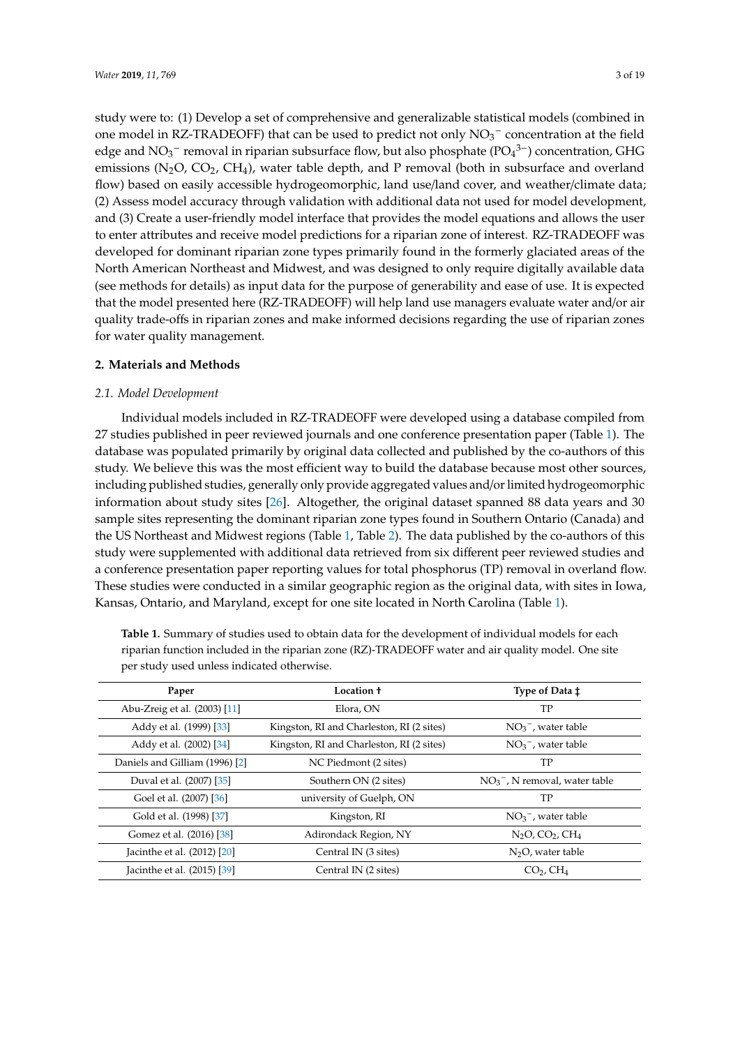study were to: (1) Develop a set of comprehensive and generalizable statistical models (combined in one model in RZ-TRADEOFF) that can be used to predict not only $NO_3^-$ concentration at the field edge and $NO_3^-$ removal in riparian subsurface flow, but also phosphate ($PO_4^{3-}$) concentration, GHG emissions ($N_2O$, $CO_2$, $CH_4$), water table depth, and P removal (both in subsurface and overland flow) based on easily accessible hydrogeomorphic, land use/land cover, and weather/climate data; (2) Assess model accuracy through validation with additional data not used for model development, and (3) Create a user-friendly model interface that provides the model equations and allows the user to enter attributes and receive model predictions for a riparian zone of interest. RZ-TRADEOFF was developed for dominant riparian zone types primarily found in the formerly glaciated areas of the North American Northeast and Midwest, and was designed to only require digitally available data (see methods for details) as input data for the purpose of generability and ease of use. It is expected that the model presented here (RZ-TRADEOFF) will help land use managers evaluate water and/or air quality trade-offs in riparian zones and make informed decisions regarding the use of riparian zones for water quality management.

## 2. Materials and Methods

### *2.1. Model Development*

Individual models included in RZ-TRADEOFF were developed using a database compiled from 27 studies published in peer reviewed journals and one conference presentation paper (Table 1). The database was populated primarily by original data collected and published by the co-authors of this study. We believe this was the most efficient way to build the database because most other sources, including published studies, generally only provide aggregated values and/or limited hydrogeomorphic information about study sites [26]. Altogether, the original dataset spanned 88 data years and 30 sample sites representing the dominant riparian zone types found in Southern Ontario (Canada) and the US Northeast and Midwest regions (Table 1, Table 2). The data published by the co-authors of this study were supplemented with additional data retrieved from six different peer reviewed studies and a conference presentation paper reporting values for total phosphorus (TP) removal in overland flow. These studies were conducted in a similar geographic region as the original data, with sites in Iowa, Kansas, Ontario, and Maryland, except for one site located in North Carolina (Table 1).

**Table 1.** Summary of studies used to obtain data for the development of individual models for each riparian function included in the riparian zone (RZ)-TRADEOFF water and air quality model. One site per study used unless indicated otherwise.

| Paper | Location † | Type of Data ‡ |
|---|---|---|
| Abu-Zreig et al. (2003) [11] | Elora, ON | TP |
| Addy et al. (1999) [33] | Kingston, RI and Charleston, RI (2 sites) | $NO_3^-$, water table |
| Addy et al. (2002) [34] | Kingston, RI and Charleston, RI (2 sites) | $NO_3^-$, water table |
| Daniels and Gilliam (1996) [2] | NC Piedmont (2 sites) | TP |
| Duval et al. (2007) [35] | Southern ON (2 sites) | $NO_3^-$, N removal, water table |
| Goel et al. (2007) [36] | university of Guelph, ON | TP |
| Gold et al. (1998) [37] | Kingston, RI | $NO_3^-$, water table |
| Gomez et al. (2016) [38] | Adirondack Region, NY | $N_2O$, $CO_2$, $CH_4$ |
| Jacinthe et al. (2012) [20] | Central IN (3 sites) | $N_2O$, water table |
| Jacinthe et al. (2015) [39] | Central IN (2 sites) | $CO_2$, $CH_4$ |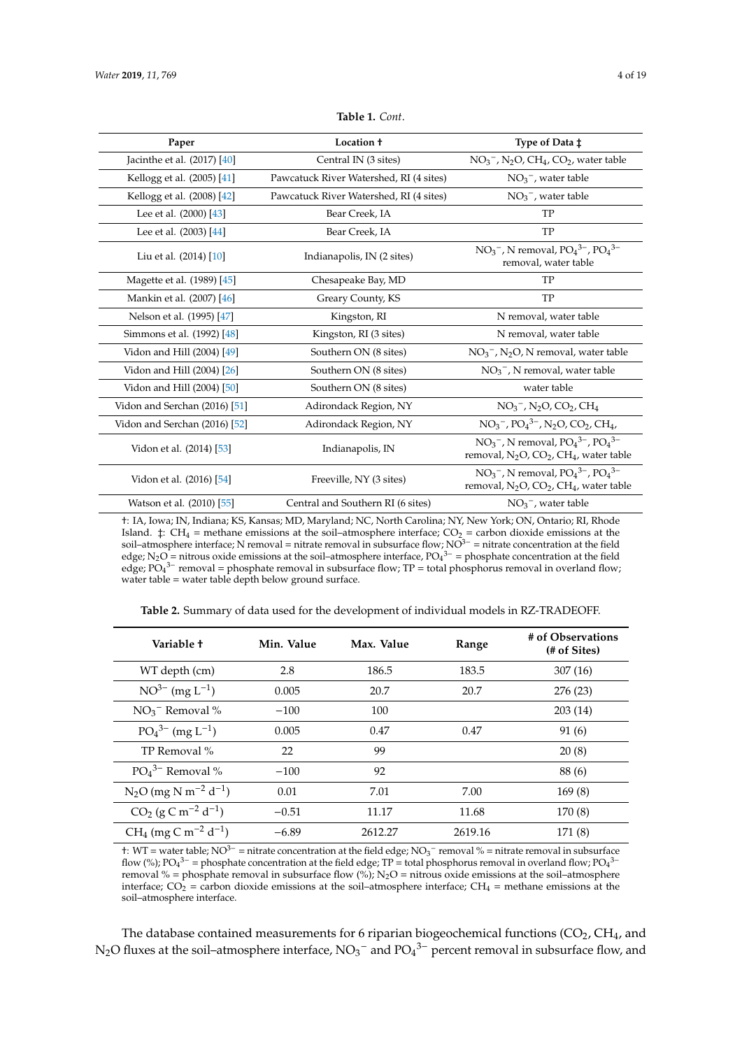**Table 1.** *Cont.*

| Paper | Location † | Type of Data ‡ |
|---|---|---|
| Jacinthe et al. (2017) [40] | Central IN (3 sites) | $NO_3^-$, $N_2O$, $CH_4$, $CO_2$, water table |
| Kellogg et al. (2005) [41] | Pawcatuck River Watershed, RI (4 sites) | $NO_3^-$, water table |
| Kellogg et al. (2008) [42] | Pawcatuck River Watershed, RI (4 sites) | $NO_3^-$, water table |
| Lee et al. (2000) [43] | Bear Creek, IA | TP |
| Lee et al. (2003) [44] | Bear Creek, IA | TP |
| Liu et al. (2014) [10] | Indianapolis, IN (2 sites) | $NO_3^-$, N removal, $PO_4^{3-}$, $PO_4^{3-}$ removal, water table |
| Magette et al. (1989) [45] | Chesapeake Bay, MD | TP |
| Mankin et al. (2007) [46] | Greary County, KS | TP |
| Nelson et al. (1995) [47] | Kingston, RI | N removal, water table |
| Simmons et al. (1992) [48] | Kingston, RI (3 sites) | N removal, water table |
| Vidon and Hill (2004) [49] | Southern ON (8 sites) | $NO_3^-$, $N_2O$, N removal, water table |
| Vidon and Hill (2004) [26] | Southern ON (8 sites) | $NO_3^-$, N removal, water table |
| Vidon and Hill (2004) [50] | Southern ON (8 sites) | water table |
| Vidon and Serchan (2016) [51] | Adirondack Region, NY | $NO_3^-$, $N_2O$, $CO_2$, $CH_4$ |
| Vidon and Serchan (2016) [52] | Adirondack Region, NY | $NO_3^-$, $PO_4^{3-}$, $N_2O$, $CO_2$, $CH_4$, |
| Vidon et al. (2014) [53] | Indianapolis, IN | $NO_3^-$, N removal, $PO_4^{3-}$, $PO_4^{3-}$ removal, $N_2O$, $CO_2$, $CH_4$, water table |
| Vidon et al. (2016) [54] | Freeville, NY (3 sites) | $NO_3^-$, N removal, $PO_4^{3-}$, $PO_4^{3-}$ removal, $N_2O$, $CO_2$, $CH_4$, water table |
| Watson et al. (2010) [55] | Central and Southern RI (6 sites) | $NO_3^-$, water table |

†: IA, Iowa; IN, Indiana; KS, Kansas; MD, Maryland; NC, North Carolina; NY, New York; ON, Ontario; RI, Rhode Island. ‡: $CH_4$ = methane emissions at the soil–atmosphere interface; $CO_2$ = carbon dioxide emissions at the soil–atmosphere interface; N removal = nitrate removal in subsurface flow; $NO^{3-}$ = nitrate concentration at the field edge; $N_2O$ = nitrous oxide emissions at the soil–atmosphere interface, $PO_4^{3-}$ = phosphate concentration at the field edge; $PO_4^{3-}$ removal = phosphate removal in subsurface flow; TP = total phosphorus removal in overland flow; water table = water table depth below ground surface.

**Table 2.** Summary of data used for the development of individual models in RZ-TRADEOFF.

| Variable † | Min. Value | Max. Value | Range | # of Observations (# of Sites) |
|---|---|---|---|---|
| WT depth (cm) | 2.8 | 186.5 | 183.5 | 307 (16) |
| $NO^{3-}$ (mg $L^{-1}$) | 0.005 | 20.7 | 20.7 | 276 (23) |
| $NO_3^-$ Removal % | −100 | 100 | | 203 (14) |
| $PO_4^{3-}$ (mg $L^{-1}$) | 0.005 | 0.47 | 0.47 | 91 (6) |
| TP Removal % | 22 | 99 | | 20 (8) |
| $PO_4^{3-}$ Removal % | −100 | 92 | | 88 (6) |
| $N_2O$ (mg N $m^{-2}$ $d^{-1}$) | 0.01 | 7.01 | 7.00 | 169 (8) |
| $CO_2$ (g C $m^{-2}$ $d^{-1}$) | −0.51 | 11.17 | 11.68 | 170 (8) |
| $CH_4$ (mg C $m^{-2}$ $d^{-1}$) | −6.89 | 2612.27 | 2619.16 | 171 (8) |

†: WT = water table; $NO^{3-}$ = nitrate concentration at the field edge; $NO_3^-$ removal % = nitrate removal in subsurface flow (%); $PO_4^{3-}$ = phosphate concentration at the field edge; TP = total phosphorus removal in overland flow; $PO_4^{3-}$ removal % = phosphate removal in subsurface flow (%); $N_2O$ = nitrous oxide emissions at the soil–atmosphere interface; $CO_2$ = carbon dioxide emissions at the soil–atmosphere interface; $CH_4$ = methane emissions at the soil–atmosphere interface.

The database contained measurements for 6 riparian biogeochemical functions ($CO_2$, $CH_4$, and $N_2O$ fluxes at the soil–atmosphere interface, $NO_3^-$ and $PO_4^{3-}$ percent removal in subsurface flow, and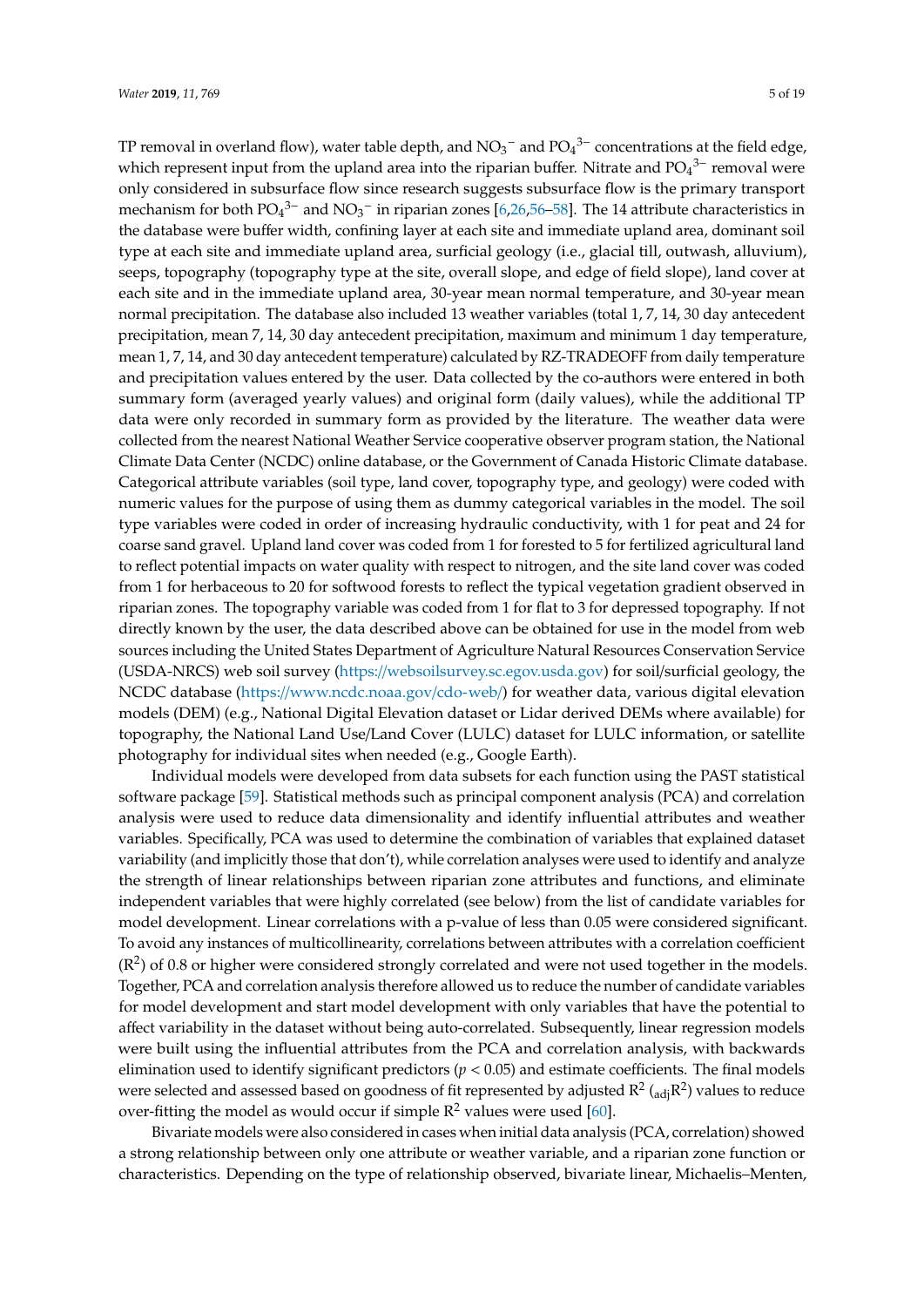TP removal in overland flow), water table depth, and $NO_3^-$ and $PO_4^{3-}$ concentrations at the field edge, which represent input from the upland area into the riparian buffer. Nitrate and $PO_4^{3-}$ removal were only considered in subsurface flow since research suggests subsurface flow is the primary transport mechanism for both $PO_4^{3-}$ and $NO_3^-$ in riparian zones [6,26,56–58]. The 14 attribute characteristics in the database were buffer width, confining layer at each site and immediate upland area, dominant soil type at each site and immediate upland area, surficial geology (i.e., glacial till, outwash, alluvium), seeps, topography (topography type at the site, overall slope, and edge of field slope), land cover at each site and in the immediate upland area, 30-year mean normal temperature, and 30-year mean normal precipitation. The database also included 13 weather variables (total 1, 7, 14, 30 day antecedent precipitation, mean 7, 14, 30 day antecedent precipitation, maximum and minimum 1 day temperature, mean 1, 7, 14, and 30 day antecedent temperature) calculated by RZ-TRADEOFF from daily temperature and precipitation values entered by the user. Data collected by the co-authors were entered in both summary form (averaged yearly values) and original form (daily values), while the additional TP data were only recorded in summary form as provided by the literature. The weather data were collected from the nearest National Weather Service cooperative observer program station, the National Climate Data Center (NCDC) online database, or the Government of Canada Historic Climate database. Categorical attribute variables (soil type, land cover, topography type, and geology) were coded with numeric values for the purpose of using them as dummy categorical variables in the model. The soil type variables were coded in order of increasing hydraulic conductivity, with 1 for peat and 24 for coarse sand gravel. Upland land cover was coded from 1 for forested to 5 for fertilized agricultural land to reflect potential impacts on water quality with respect to nitrogen, and the site land cover was coded from 1 for herbaceous to 20 for softwood forests to reflect the typical vegetation gradient observed in riparian zones. The topography variable was coded from 1 for flat to 3 for depressed topography. If not directly known by the user, the data described above can be obtained for use in the model from web sources including the United States Department of Agriculture Natural Resources Conservation Service (USDA-NRCS) web soil survey (https://websoilsurvey.sc.egov.usda.gov) for soil/surficial geology, the NCDC database (https://www.ncdc.noaa.gov/cdo-web/) for weather data, various digital elevation models (DEM) (e.g., National Digital Elevation dataset or Lidar derived DEMs where available) for topography, the National Land Use/Land Cover (LULC) dataset for LULC information, or satellite photography for individual sites when needed (e.g., Google Earth).

Individual models were developed from data subsets for each function using the PAST statistical software package [59]. Statistical methods such as principal component analysis (PCA) and correlation analysis were used to reduce data dimensionality and identify influential attributes and weather variables. Specifically, PCA was used to determine the combination of variables that explained dataset variability (and implicitly those that don't), while correlation analyses were used to identify and analyze the strength of linear relationships between riparian zone attributes and functions, and eliminate independent variables that were highly correlated (see below) from the list of candidate variables for model development. Linear correlations with a p-value of less than 0.05 were considered significant. To avoid any instances of multicollinearity, correlations between attributes with a correlation coefficient ($R^2$) of 0.8 or higher were considered strongly correlated and were not used together in the models. Together, PCA and correlation analysis therefore allowed us to reduce the number of candidate variables for model development and start model development with only variables that have the potential to affect variability in the dataset without being auto-correlated. Subsequently, linear regression models were built using the influential attributes from the PCA and correlation analysis, with backwards elimination used to identify significant predictors ($p < 0.05$) and estimate coefficients. The final models were selected and assessed based on goodness of fit represented by adjusted $R^2$ ($_{adj}R^2$) values to reduce over-fitting the model as would occur if simple $R^2$ values were used [60].

Bivariate models were also considered in cases when initial data analysis (PCA, correlation) showed a strong relationship between only one attribute or weather variable, and a riparian zone function or characteristics. Depending on the type of relationship observed, bivariate linear, Michaelis–Menten,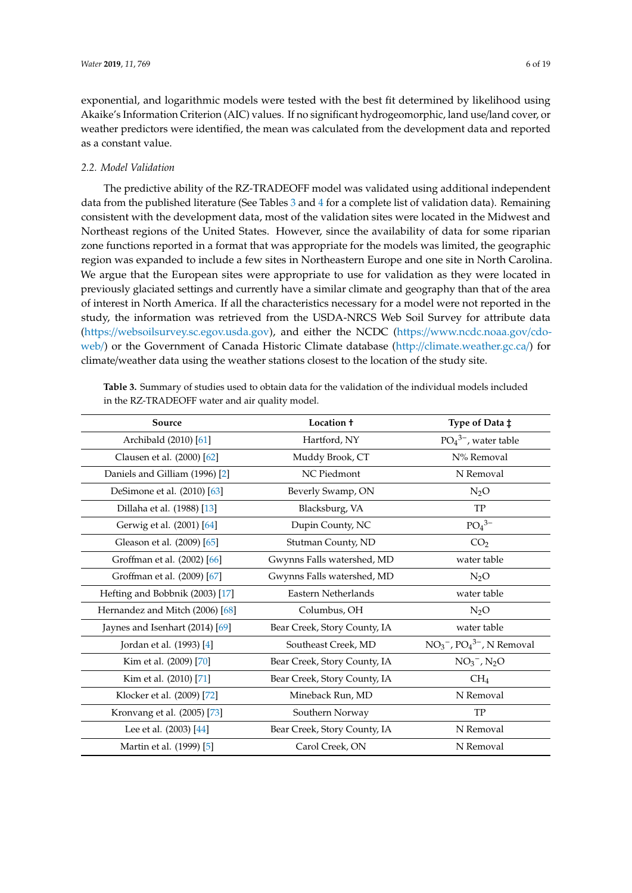exponential, and logarithmic models were tested with the best fit determined by likelihood using Akaike's Information Criterion (AIC) values. If no significant hydrogeomorphic, land use/land cover, or weather predictors were identified, the mean was calculated from the development data and reported as a constant value.

### 2.2. Model Validation

The predictive ability of the RZ-TRADEOFF model was validated using additional independent data from the published literature (See Tables 3 and 4 for a complete list of validation data). Remaining consistent with the development data, most of the validation sites were located in the Midwest and Northeast regions of the United States. However, since the availability of data for some riparian zone functions reported in a format that was appropriate for the models was limited, the geographic region was expanded to include a few sites in Northeastern Europe and one site in North Carolina. We argue that the European sites were appropriate to use for validation as they were located in previously glaciated settings and currently have a similar climate and geography than that of the area of interest in North America. If all the characteristics necessary for a model were not reported in the study, the information was retrieved from the USDA-NRCS Web Soil Survey for attribute data (https://websoilsurvey.sc.egov.usda.gov), and either the NCDC (https://www.ncdc.noaa.gov/cdo-web/) or the Government of Canada Historic Climate database (http://climate.weather.gc.ca/) for climate/weather data using the weather stations closest to the location of the study site.

**Table 3.** Summary of studies used to obtain data for the validation of the individual models included in the RZ-TRADEOFF water and air quality model.

| Source | Location † | Type of Data ‡ |
|---|---|---|
| Archibald (2010) [61] | Hartford, NY | $PO_4^{3-}$, water table |
| Clausen et al. (2000) [62] | Muddy Brook, CT | N% Removal |
| Daniels and Gilliam (1996) [2] | NC Piedmont | N Removal |
| DeSimone et al. (2010) [63] | Beverly Swamp, ON | $N_2O$ |
| Dillaha et al. (1988) [13] | Blacksburg, VA | TP |
| Gerwig et al. (2001) [64] | Dupin County, NC | $PO_4^{3-}$ |
| Gleason et al. (2009) [65] | Stutman County, ND | $CO_2$ |
| Groffman et al. (2002) [66] | Gwynns Falls watershed, MD | water table |
| Groffman et al. (2009) [67] | Gwynns Falls watershed, MD | $N_2O$ |
| Hefting and Bobbnik (2003) [17] | Eastern Netherlands | water table |
| Hernandez and Mitch (2006) [68] | Columbus, OH | $N_2O$ |
| Jaynes and Isenhart (2014) [69] | Bear Creek, Story County, IA | water table |
| Jordan et al. (1993) [4] | Southeast Creek, MD | $NO_3^-$, $PO_4^{3-}$, N Removal |
| Kim et al. (2009) [70] | Bear Creek, Story County, IA | $NO_3^-$, $N_2O$ |
| Kim et al. (2010) [71] | Bear Creek, Story County, IA | $CH_4$ |
| Klocker et al. (2009) [72] | Mineback Run, MD | N Removal |
| Kronvang et al. (2005) [73] | Southern Norway | TP |
| Lee et al. (2003) [44] | Bear Creek, Story County, IA | N Removal |
| Martin et al. (1999) [5] | Carol Creek, ON | N Removal |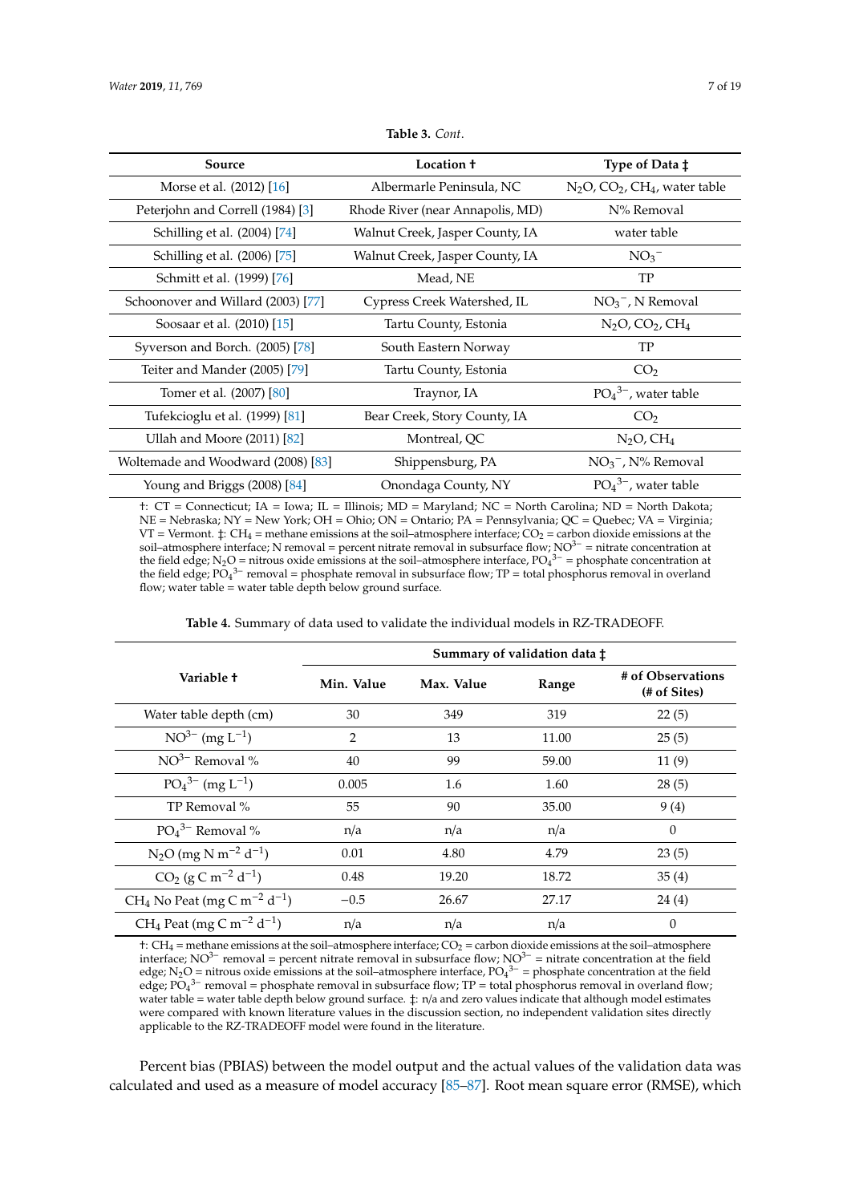**Table 3.** *Cont.*

| Source | Location † | Type of Data ‡ |
|---|---|---|
| Morse et al. (2012) [16] | Albermarle Peninsula, NC | $N_2O$, $CO_2$, $CH_4$, water table |
| Peterjohn and Correll (1984) [3] | Rhode River (near Annapolis, MD) | N% Removal |
| Schilling et al. (2004) [74] | Walnut Creek, Jasper County, IA | water table |
| Schilling et al. (2006) [75] | Walnut Creek, Jasper County, IA | $NO_3^-$ |
| Schmitt et al. (1999) [76] | Mead, NE | TP |
| Schoonover and Willard (2003) [77] | Cypress Creek Watershed, IL | $NO_3^-$, N Removal |
| Soosaar et al. (2010) [15] | Tartu County, Estonia | $N_2O$, $CO_2$, $CH_4$ |
| Syverson and Borch. (2005) [78] | South Eastern Norway | TP |
| Teiter and Mander (2005) [79] | Tartu County, Estonia | $CO_2$ |
| Tomer et al. (2007) [80] | Traynor, IA | $PO_4^{3-}$, water table |
| Tufekcioglu et al. (1999) [81] | Bear Creek, Story County, IA | $CO_2$ |
| Ullah and Moore (2011) [82] | Montreal, QC | $N_2O$, $CH_4$ |
| Woltemade and Woodward (2008) [83] | Shippensburg, PA | $NO_3^-$, N% Removal |
| Young and Briggs (2008) [84] | Onondaga County, NY | $PO_4^{3-}$, water table |

†: CT = Connecticut; IA = Iowa; IL = Illinois; MD = Maryland; NC = North Carolina; ND = North Dakota; NE = Nebraska; NY = New York; OH = Ohio; ON = Ontario; PA = Pennsylvania; QC = Quebec; VA = Virginia; VT = Vermont. ‡: $CH_4$ = methane emissions at the soil–atmosphere interface; $CO_2$ = carbon dioxide emissions at the soil–atmosphere interface; N removal = percent nitrate removal in subsurface flow; $NO^{3-}$ = nitrate concentration at the field edge; $N_2O$ = nitrous oxide emissions at the soil–atmosphere interface, $PO_4^{3-}$ = phosphate concentration at the field edge; $PO_4^{3-}$ removal = phosphate removal in subsurface flow; TP = total phosphorus removal in overland flow; water table = water table depth below ground surface.

**Table 4.** Summary of data used to validate the individual models in RZ-TRADEOFF.

| Variable † | Summary of validation data ‡ | | | |
|---|---|---|---|---|
| | Min. Value | Max. Value | Range | # of Observations (# of Sites) |
| Water table depth (cm) | 30 | 349 | 319 | 22 (5) |
| $NO^{3-}$ (mg $L^{-1}$) | 2 | 13 | 11.00 | 25 (5) |
| $NO^{3-}$ Removal % | 40 | 99 | 59.00 | 11 (9) |
| $PO_4^{3-}$ (mg $L^{-1}$) | 0.005 | 1.6 | 1.60 | 28 (5) |
| TP Removal % | 55 | 90 | 35.00 | 9 (4) |
| $PO_4^{3-}$ Removal % | n/a | n/a | n/a | 0 |
| $N_2O$ (mg N $m^{-2}$ $d^{-1}$) | 0.01 | 4.80 | 4.79 | 23 (5) |
| $CO_2$ (g C $m^{-2}$ $d^{-1}$) | 0.48 | 19.20 | 18.72 | 35 (4) |
| $CH_4$ No Peat (mg C $m^{-2}$ $d^{-1}$) | −0.5 | 26.67 | 27.17 | 24 (4) |
| $CH_4$ Peat (mg C $m^{-2}$ $d^{-1}$) | n/a | n/a | n/a | 0 |

†: $CH_4$ = methane emissions at the soil–atmosphere interface; $CO_2$ = carbon dioxide emissions at the soil–atmosphere interface; $NO^{3-}$ removal = percent nitrate removal in subsurface flow; $NO^{3-}$ = nitrate concentration at the field edge; $N_2O$ = nitrous oxide emissions at the soil–atmosphere interface, $PO_4^{3-}$ = phosphate concentration at the field edge; $PO_4^{3-}$ removal = phosphate removal in subsurface flow; TP = total phosphorus removal in overland flow; water table = water table depth below ground surface. ‡: n/a and zero values indicate that although model estimates were compared with known literature values in the discussion section, no independent validation sites directly applicable to the RZ-TRADEOFF model were found in the literature.

Percent bias (PBIAS) between the model output and the actual values of the validation data was calculated and used as a measure of model accuracy [85–87]. Root mean square error (RMSE), which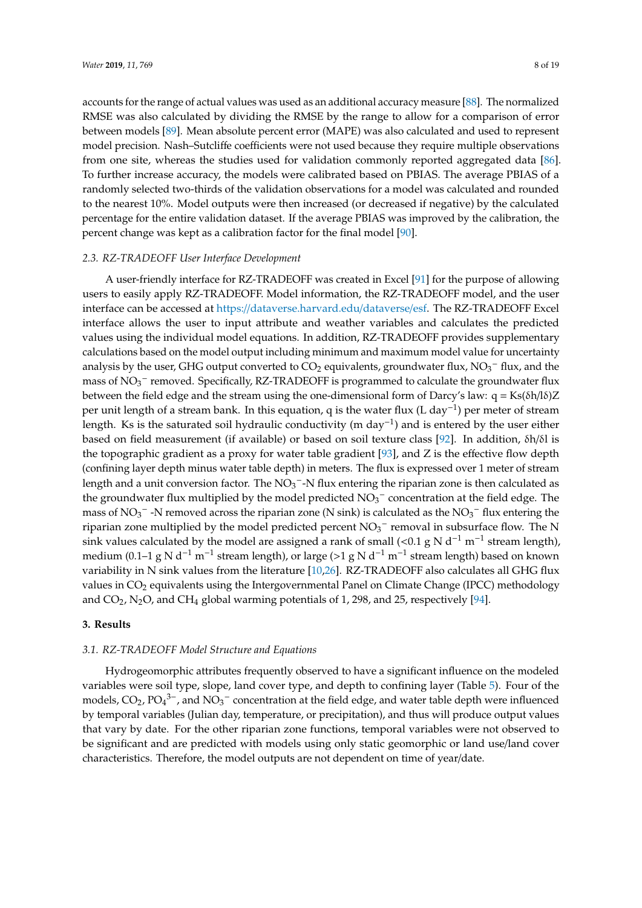accounts for the range of actual values was used as an additional accuracy measure [88]. The normalized RMSE was also calculated by dividing the RMSE by the range to allow for a comparison of error between models [89]. Mean absolute percent error (MAPE) was also calculated and used to represent model precision. Nash–Sutcliffe coefficients were not used because they require multiple observations from one site, whereas the studies used for validation commonly reported aggregated data [86]. To further increase accuracy, the models were calibrated based on PBIAS. The average PBIAS of a randomly selected two-thirds of the validation observations for a model was calculated and rounded to the nearest 10%. Model outputs were then increased (or decreased if negative) by the calculated percentage for the entire validation dataset. If the average PBIAS was improved by the calibration, the percent change was kept as a calibration factor for the final model [90].

### *2.3. RZ-TRADEOFF User Interface Development*

A user-friendly interface for RZ-TRADEOFF was created in Excel [91] for the purpose of allowing users to easily apply RZ-TRADEOFF. Model information, the RZ-TRADEOFF model, and the user interface can be accessed at https://dataverse.harvard.edu/dataverse/esf. The RZ-TRADEOFF Excel interface allows the user to input attribute and weather variables and calculates the predicted values using the individual model equations. In addition, RZ-TRADEOFF provides supplementary calculations based on the model output including minimum and maximum model value for uncertainty analysis by the user, GHG output converted to $CO_2$ equivalents, groundwater flux, $NO_3^-$ flux, and the mass of $NO_3^-$ removed. Specifically, RZ-TRADEOFF is programmed to calculate the groundwater flux between the field edge and the stream using the one-dimensional form of Darcy's law: $q = Ks(\delta h/l\delta)Z$ per unit length of a stream bank. In this equation, $q$ is the water flux (L day$^{-1}$) per meter of stream length. $Ks$ is the saturated soil hydraulic conductivity (m day$^{-1}$) and is entered by the user either based on field measurement (if available) or based on soil texture class [92]. In addition, $\delta h/\delta l$ is the topographic gradient as a proxy for water table gradient [93], and $Z$ is the effective flow depth (confining layer depth minus water table depth) in meters. The flux is expressed over 1 meter of stream length and a unit conversion factor. The $NO_3^-$-N flux entering the riparian zone is then calculated as the groundwater flux multiplied by the model predicted $NO_3^-$ concentration at the field edge. The mass of $NO_3^-$ -N removed across the riparian zone (N sink) is calculated as the $NO_3^-$ flux entering the riparian zone multiplied by the model predicted percent $NO_3^-$ removal in subsurface flow. The N sink values calculated by the model are assigned a rank of small (<0.1 g N d$^{-1}$ m$^{-1}$ stream length), medium (0.1–1 g N d$^{-1}$ m$^{-1}$ stream length), or large (>1 g N d$^{-1}$ m$^{-1}$ stream length) based on known variability in N sink values from the literature [10,26]. RZ-TRADEOFF also calculates all GHG flux values in $CO_2$ equivalents using the Intergovernmental Panel on Climate Change (IPCC) methodology and $CO_2$, $N_2O$, and $CH_4$ global warming potentials of 1, 298, and 25, respectively [94].

## 3. Results

### *3.1. RZ-TRADEOFF Model Structure and Equations*

Hydrogeomorphic attributes frequently observed to have a significant influence on the modeled variables were soil type, slope, land cover type, and depth to confining layer (Table 5). Four of the models, $CO_2$, $PO_4^{3-}$, and $NO_3^-$ concentration at the field edge, and water table depth were influenced by temporal variables (Julian day, temperature, or precipitation), and thus will produce output values that vary by date. For the other riparian zone functions, temporal variables were not observed to be significant and are predicted with models using only static geomorphic or land use/land cover characteristics. Therefore, the model outputs are not dependent on time of year/date.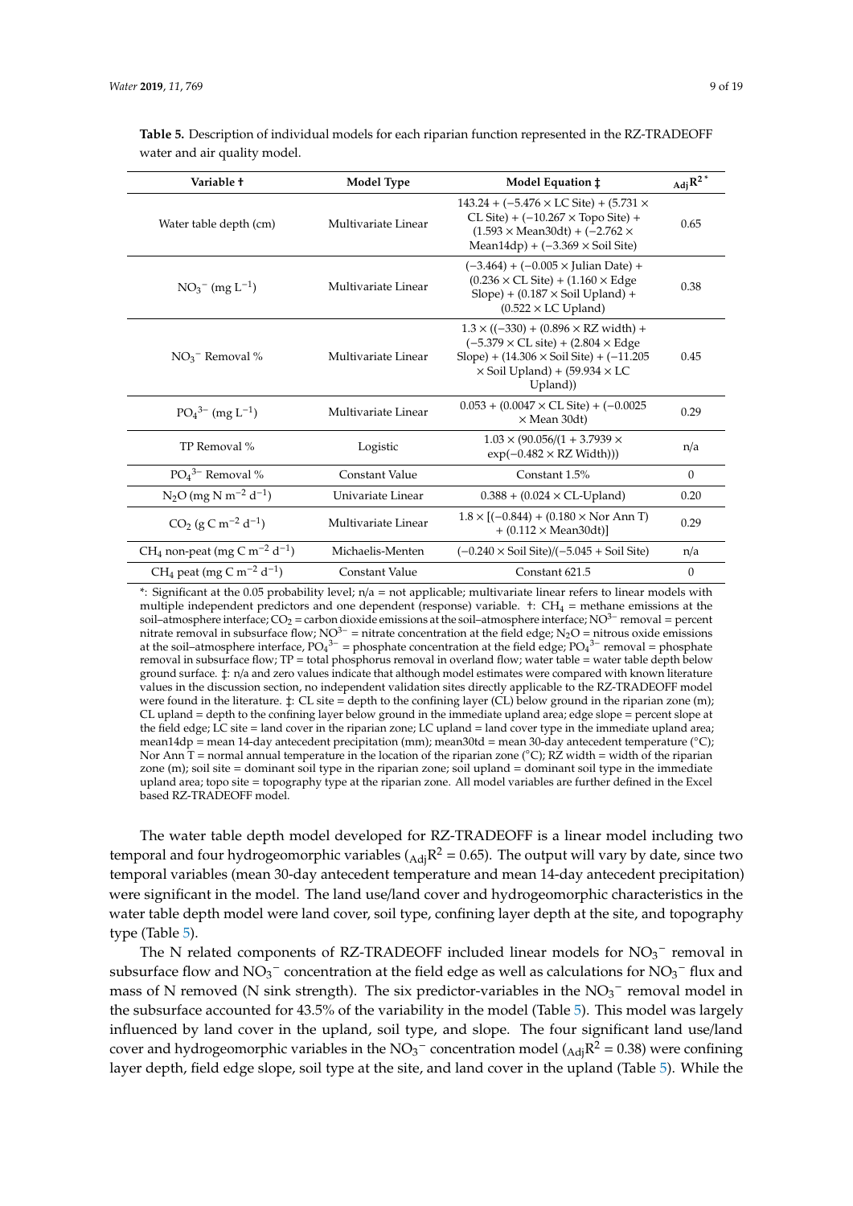**Table 5.** Description of individual models for each riparian function represented in the RZ-TRADEOFF water and air quality model.

| Variable † | Model Type | Model Equation ‡ | $_{Adj}R^{2*}$ |
| --- | --- | --- | --- |
| Water table depth (cm) | Multivariate Linear | 143.24 + (−5.476 × LC Site) + (5.731 × CL Site) + (−10.267 × Topo Site) + (1.593 × Mean30dt) + (−2.762 × Mean14dp) + (−3.369 × Soil Site) | 0.65 |
| $NO_3^-$ (mg $L^{-1}$) | Multivariate Linear | (−3.464) + (−0.005 × Julian Date) + (0.236 × CL Site) + (1.160 × Edge Slope) + (0.187 × Soil Upland) + (0.522 × LC Upland) | 0.38 |
| $NO_3^-$ Removal % | Multivariate Linear | 1.3 × ((−330) + (0.896 × RZ width) + (−5.379 × CL site) + (2.804 × Edge Slope) + (14.306 × Soil Site) + (−11.205 × Soil Upland) + (59.934 × LC Upland)) | 0.45 |
| $PO_4^{3-}$ (mg $L^{-1}$) | Multivariate Linear | 0.053 + (0.0047 × CL Site) + (−0.0025 × Mean 30dt) | 0.29 |
| TP Removal % | Logistic | 1.03 × (90.056/(1 + 3.7939 × exp(−0.482 × RZ Width))) | n/a |
| $PO_4^{3-}$ Removal % | Constant Value | Constant 1.5% | 0 |
| $N_2O$ (mg N $m^{-2}$ $d^{-1}$) | Univariate Linear | 0.388 + (0.024 × CL-Upland) | 0.20 |
| $CO_2$ (g C $m^{-2}$ $d^{-1}$) | Multivariate Linear | 1.8 × [(−0.844) + (0.180 × Nor Ann T) + (0.112 × Mean30dt)] | 0.29 |
| $CH_4$ non-peat (mg C $m^{-2}$ $d^{-1}$) | Michaelis-Menten | (−0.240 × Soil Site)/(−5.045 + Soil Site) | n/a |
| $CH_4$ peat (mg C $m^{-2}$ $d^{-1}$) | Constant Value | Constant 621.5 | 0 |

*: Significant at the 0.05 probability level; n/a = not applicable; multivariate linear refers to linear models with multiple independent predictors and one dependent (response) variable. †: $CH_4$ = methane emissions at the soil–atmosphere interface; $CO_2$ = carbon dioxide emissions at the soil–atmosphere interface; $NO^{3-}$ removal = percent nitrate removal in subsurface flow; $NO^{3-}$ = nitrate concentration at the field edge; $N_2O$ = nitrous oxide emissions at the soil–atmosphere interface, $PO_4^{3-}$ = phosphate concentration at the field edge; $PO_4^{3-}$ removal = phosphate removal in subsurface flow; TP = total phosphorus removal in overland flow; water table = water table depth below ground surface. ‡: n/a and zero values indicate that although model estimates were compared with known literature values in the discussion section, no independent validation sites directly applicable to the RZ-TRADEOFF model were found in the literature. ‡: CL site = depth to the confining layer (CL) below ground in the riparian zone (m); CL upland = depth to the confining layer below ground in the immediate upland area; edge slope = percent slope at the field edge; LC site = land cover in the riparian zone; LC upland = land cover type in the immediate upland area; mean14dp = mean 14-day antecedent precipitation (mm); mean30td = mean 30-day antecedent temperature (°C); Nor Ann T = normal annual temperature in the location of the riparian zone (°C); RZ width = width of the riparian zone (m); soil site = dominant soil type in the riparian zone; soil upland = dominant soil type in the immediate upland area; topo site = topography type at the riparian zone. All model variables are further defined in the Excel based RZ-TRADEOFF model.

The water table depth model developed for RZ-TRADEOFF is a linear model including two temporal and four hydrogeomorphic variables ($_{Adj}R^2$ = 0.65). The output will vary by date, since two temporal variables (mean 30-day antecedent temperature and mean 14-day antecedent precipitation) were significant in the model. The land use/land cover and hydrogeomorphic characteristics in the water table depth model were land cover, soil type, confining layer depth at the site, and topography type (Table 5).

The N related components of RZ-TRADEOFF included linear models for $NO_3^-$ removal in subsurface flow and $NO_3^-$ concentration at the field edge as well as calculations for $NO_3^-$ flux and mass of N removed (N sink strength). The six predictor-variables in the $NO_3^-$ removal model in the subsurface accounted for 43.5% of the variability in the model (Table 5). This model was largely influenced by land cover in the upland, soil type, and slope. The four significant land use/land cover and hydrogeomorphic variables in the $NO_3^-$ concentration model ($_{Adj}R^2$ = 0.38) were confining layer depth, field edge slope, soil type at the site, and land cover in the upland (Table 5). While the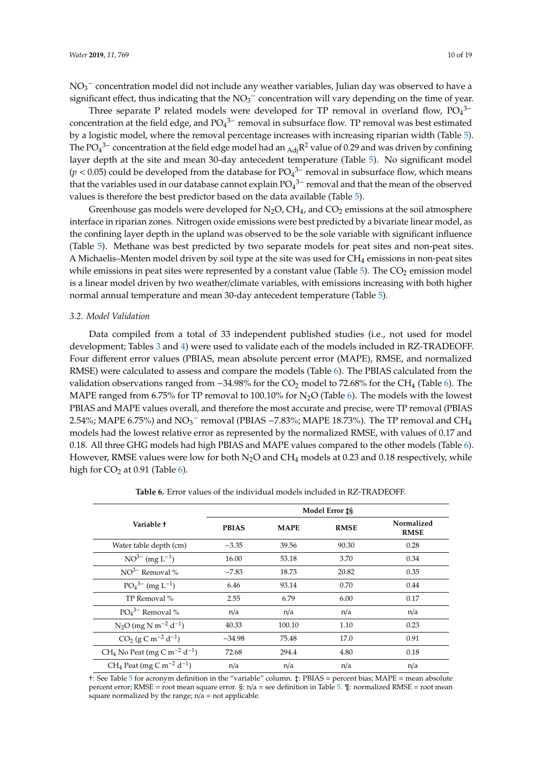$NO_3^-$ concentration model did not include any weather variables, Julian day was observed to have a significant effect, thus indicating that the $NO_3^-$ concentration will vary depending on the time of year.

Three separate P related models were developed for TP removal in overland flow, $PO_4^{3-}$ concentration at the field edge, and $PO_4^{3-}$ removal in subsurface flow. TP removal was best estimated by a logistic model, where the removal percentage increases with increasing riparian width (Table 5). The $PO_4^{3-}$ concentration at the field edge model had an $_{Adj}R^2$ value of 0.29 and was driven by confining layer depth at the site and mean 30-day antecedent temperature (Table 5). No significant model ($p < 0.05$) could be developed from the database for $PO_4^{3-}$ removal in subsurface flow, which means that the variables used in our database cannot explain $PO_4^{3-}$ removal and that the mean of the observed values is therefore the best predictor based on the data available (Table 5).

Greenhouse gas models were developed for $N_2O$, $CH_4$, and $CO_2$ emissions at the soil atmosphere interface in riparian zones. Nitrogen oxide emissions were best predicted by a bivariate linear model, as the confining layer depth in the upland was observed to be the sole variable with significant influence (Table 5). Methane was best predicted by two separate models for peat sites and non-peat sites. A Michaelis–Menten model driven by soil type at the site was used for $CH_4$ emissions in non-peat sites while emissions in peat sites were represented by a constant value (Table 5). The $CO_2$ emission model is a linear model driven by two weather/climate variables, with emissions increasing with both higher normal annual temperature and mean 30-day antecedent temperature (Table 5).

### *3.2. Model Validation*

Data compiled from a total of 33 independent published studies (i.e., not used for model development; Tables 3 and 4) were used to validate each of the models included in RZ-TRADEOFF. Four different error values (PBIAS, mean absolute percent error (MAPE), RMSE, and normalized RMSE) were calculated to assess and compare the models (Table 6). The PBIAS calculated from the validation observations ranged from −34.98% for the $CO_2$ model to 72.68% for the $CH_4$ (Table 6). The MAPE ranged from 6.75% for TP removal to 100.10% for $N_2O$ (Table 6). The models with the lowest PBIAS and MAPE values overall, and therefore the most accurate and precise, were TP removal (PBIAS 2.54%; MAPE 6.75%) and $NO_3^-$ removal (PBIAS −7.83%; MAPE 18.73%). The TP removal and $CH_4$ models had the lowest relative error as represented by the normalized RMSE, with values of 0.17 and 0.18. All three GHG models had high PBIAS and MAPE values compared to the other models (Table 6). However, RMSE values were low for both $N_2O$ and $CH_4$ models at 0.23 and 0.18 respectively, while high for $CO_2$ at 0.91 (Table 6).

**Table 6.** Error values of the individual models included in RZ-TRADEOFF.

| Variable † | Model Error ‡§ | | | |
|---|---|---|---|---|
| | PBIAS | MAPE | RMSE | Normalized RMSE |
| Water table depth (cm) | −3.35 | 39.56 | 90.30 | 0.28 |
| $NO^{3-}$ (mg $L^{-1}$) | 16.00 | 53.18 | 3.70 | 0.34 |
| $NO^{3-}$ Removal % | −7.83 | 18.73 | 20.82 | 0.35 |
| $PO_4^{3-}$ (mg $L^{-1}$) | 6.46 | 93.14 | 0.70 | 0.44 |
| TP Removal % | 2.55 | 6.79 | 6.00 | 0.17 |
| $PO_4^{3-}$ Removal % | n/a | n/a | n/a | n/a |
| $N_2O$ (mg N $m^{-2}$ $d^{-1}$) | 40.33 | 100.10 | 1.10 | 0.23 |
| $CO_2$ (g C $m^{-2}$ $d^{-1}$) | −34.98 | 75.48 | 17.0 | 0.91 |
| $CH_4$ No Peat (mg C $m^{-2}$ $d^{-1}$) | 72.68 | 294.4 | 4.80 | 0.18 |
| $CH_4$ Peat (mg C $m^{-2}$ $d^{-1}$) | n/a | n/a | n/a | n/a |

†: See Table 5 for acronym definition in the "variable" column. ‡: PBIAS = percent bias; MAPE = mean absolute percent error; RMSE = root mean square error. §: n/a = see definition in Table 5. ¶: normalized RMSE = root mean square normalized by the range; n/a = not applicable.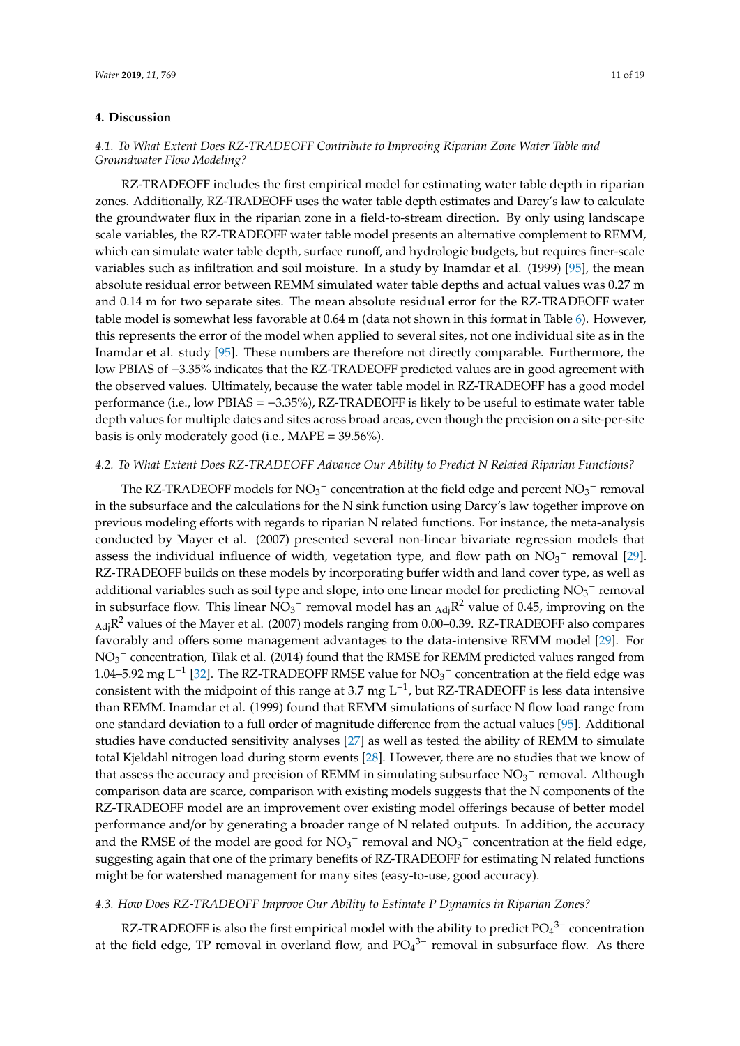## 4. Discussion

### *4.1. To What Extent Does RZ-TRADEOFF Contribute to Improving Riparian Zone Water Table and Groundwater Flow Modeling?*

RZ-TRADEOFF includes the first empirical model for estimating water table depth in riparian zones. Additionally, RZ-TRADEOFF uses the water table depth estimates and Darcy's law to calculate the groundwater flux in the riparian zone in a field-to-stream direction. By only using landscape scale variables, the RZ-TRADEOFF water table model presents an alternative complement to REMM, which can simulate water table depth, surface runoff, and hydrologic budgets, but requires finer-scale variables such as infiltration and soil moisture. In a study by Inamdar et al. (1999) [95], the mean absolute residual error between REMM simulated water table depths and actual values was 0.27 m and 0.14 m for two separate sites. The mean absolute residual error for the RZ-TRADEOFF water table model is somewhat less favorable at 0.64 m (data not shown in this format in Table 6). However, this represents the error of the model when applied to several sites, not one individual site as in the Inamdar et al. study [95]. These numbers are therefore not directly comparable. Furthermore, the low PBIAS of −3.35% indicates that the RZ-TRADEOFF predicted values are in good agreement with the observed values. Ultimately, because the water table model in RZ-TRADEOFF has a good model performance (i.e., low PBIAS = −3.35%), RZ-TRADEOFF is likely to be useful to estimate water table depth values for multiple dates and sites across broad areas, even though the precision on a site-per-site basis is only moderately good (i.e., MAPE = 39.56%).

### *4.2. To What Extent Does RZ-TRADEOFF Advance Our Ability to Predict N Related Riparian Functions?*

The RZ-TRADEOFF models for $NO_3^-$ concentration at the field edge and percent $NO_3^-$ removal in the subsurface and the calculations for the N sink function using Darcy's law together improve on previous modeling efforts with regards to riparian N related functions. For instance, the meta-analysis conducted by Mayer et al. (2007) presented several non-linear bivariate regression models that assess the individual influence of width, vegetation type, and flow path on $NO_3^-$ removal [29]. RZ-TRADEOFF builds on these models by incorporating buffer width and land cover type, as well as additional variables such as soil type and slope, into one linear model for predicting $NO_3^-$ removal in subsurface flow. This linear $NO_3^-$ removal model has an ${}_{Adj}R^2$ value of 0.45, improving on the ${}_{Adj}R^2$ values of the Mayer et al. (2007) models ranging from 0.00–0.39. RZ-TRADEOFF also compares favorably and offers some management advantages to the data-intensive REMM model [29]. For $NO_3^-$ concentration, Tilak et al. (2014) found that the RMSE for REMM predicted values ranged from 1.04–5.92 mg $L^{-1}$ [32]. The RZ-TRADEOFF RMSE value for $NO_3^-$ concentration at the field edge was consistent with the midpoint of this range at 3.7 mg $L^{-1}$, but RZ-TRADEOFF is less data intensive than REMM. Inamdar et al. (1999) found that REMM simulations of surface N flow load range from one standard deviation to a full order of magnitude difference from the actual values [95]. Additional studies have conducted sensitivity analyses [27] as well as tested the ability of REMM to simulate total Kjeldahl nitrogen load during storm events [28]. However, there are no studies that we know of that assess the accuracy and precision of REMM in simulating subsurface $NO_3^-$ removal. Although comparison data are scarce, comparison with existing models suggests that the N components of the RZ-TRADEOFF model are an improvement over existing model offerings because of better model performance and/or by generating a broader range of N related outputs. In addition, the accuracy and the RMSE of the model are good for $NO_3^-$ removal and $NO_3^-$ concentration at the field edge, suggesting again that one of the primary benefits of RZ-TRADEOFF for estimating N related functions might be for watershed management for many sites (easy-to-use, good accuracy).

### *4.3. How Does RZ-TRADEOFF Improve Our Ability to Estimate P Dynamics in Riparian Zones?*

RZ-TRADEOFF is also the first empirical model with the ability to predict $PO_4^{3-}$ concentration at the field edge, TP removal in overland flow, and $PO_4^{3-}$ removal in subsurface flow. As there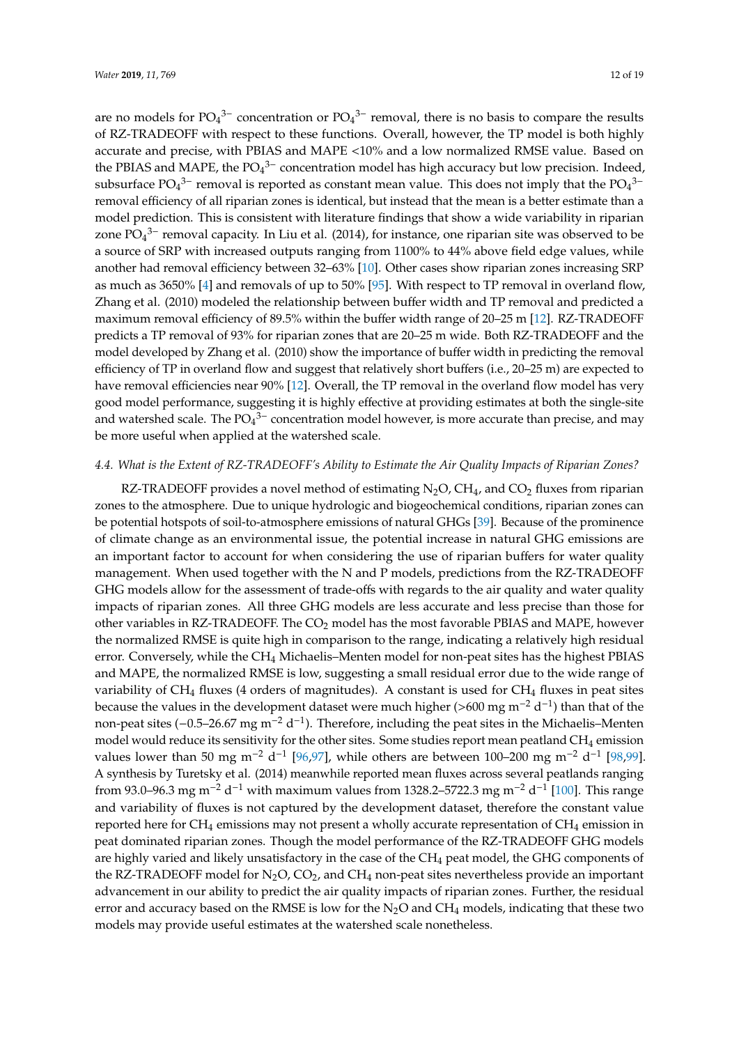are no models for $PO_4^{3-}$ concentration or $PO_4^{3-}$ removal, there is no basis to compare the results of RZ-TRADEOFF with respect to these functions. Overall, however, the TP model is both highly accurate and precise, with PBIAS and MAPE <10% and a low normalized RMSE value. Based on the PBIAS and MAPE, the $PO_4^{3-}$ concentration model has high accuracy but low precision. Indeed, subsurface $PO_4^{3-}$ removal is reported as constant mean value. This does not imply that the $PO_4^{3-}$ removal efficiency of all riparian zones is identical, but instead that the mean is a better estimate than a model prediction. This is consistent with literature findings that show a wide variability in riparian zone $PO_4^{3-}$ removal capacity. In Liu et al. (2014), for instance, one riparian site was observed to be a source of SRP with increased outputs ranging from 1100% to 44% above field edge values, while another had removal efficiency between 32–63% [10]. Other cases show riparian zones increasing SRP as much as 3650% [4] and removals of up to 50% [95]. With respect to TP removal in overland flow, Zhang et al. (2010) modeled the relationship between buffer width and TP removal and predicted a maximum removal efficiency of 89.5% within the buffer width range of 20–25 m [12]. RZ-TRADEOFF predicts a TP removal of 93% for riparian zones that are 20–25 m wide. Both RZ-TRADEOFF and the model developed by Zhang et al. (2010) show the importance of buffer width in predicting the removal efficiency of TP in overland flow and suggest that relatively short buffers (i.e., 20–25 m) are expected to have removal efficiencies near 90% [12]. Overall, the TP removal in the overland flow model has very good model performance, suggesting it is highly effective at providing estimates at both the single-site and watershed scale. The $PO_4^{3-}$ concentration model however, is more accurate than precise, and may be more useful when applied at the watershed scale.

### *4.4. What is the Extent of RZ-TRADEOFF's Ability to Estimate the Air Quality Impacts of Riparian Zones?*

RZ-TRADEOFF provides a novel method of estimating $N_2O$, $CH_4$, and $CO_2$ fluxes from riparian zones to the atmosphere. Due to unique hydrologic and biogeochemical conditions, riparian zones can be potential hotspots of soil-to-atmosphere emissions of natural GHGs [39]. Because of the prominence of climate change as an environmental issue, the potential increase in natural GHG emissions are an important factor to account for when considering the use of riparian buffers for water quality management. When used together with the N and P models, predictions from the RZ-TRADEOFF GHG models allow for the assessment of trade-offs with regards to the air quality and water quality impacts of riparian zones. All three GHG models are less accurate and less precise than those for other variables in RZ-TRADEOFF. The $CO_2$ model has the most favorable PBIAS and MAPE, however the normalized RMSE is quite high in comparison to the range, indicating a relatively high residual error. Conversely, while the $CH_4$ Michaelis–Menten model for non-peat sites has the highest PBIAS and MAPE, the normalized RMSE is low, suggesting a small residual error due to the wide range of variability of $CH_4$ fluxes (4 orders of magnitudes). A constant is used for $CH_4$ fluxes in peat sites because the values in the development dataset were much higher (>600 mg $m^{-2}$ $d^{-1}$) than that of the non-peat sites (−0.5–26.67 mg $m^{-2}$ $d^{-1}$). Therefore, including the peat sites in the Michaelis–Menten model would reduce its sensitivity for the other sites. Some studies report mean peatland $CH_4$ emission values lower than 50 mg $m^{-2}$ $d^{-1}$ [96,97], while others are between 100–200 mg $m^{-2}$ $d^{-1}$ [98,99]. A synthesis by Turetsky et al. (2014) meanwhile reported mean fluxes across several peatlands ranging from 93.0–96.3 mg $m^{-2}$ $d^{-1}$ with maximum values from 1328.2–5722.3 mg $m^{-2}$ $d^{-1}$ [100]. This range and variability of fluxes is not captured by the development dataset, therefore the constant value reported here for $CH_4$ emissions may not present a wholly accurate representation of $CH_4$ emission in peat dominated riparian zones. Though the model performance of the RZ-TRADEOFF GHG models are highly varied and likely unsatisfactory in the case of the $CH_4$ peat model, the GHG components of the RZ-TRADEOFF model for $N_2O$, $CO_2$, and $CH_4$ non-peat sites nevertheless provide an important advancement in our ability to predict the air quality impacts of riparian zones. Further, the residual error and accuracy based on the RMSE is low for the $N_2O$ and $CH_4$ models, indicating that these two models may provide useful estimates at the watershed scale nonetheless.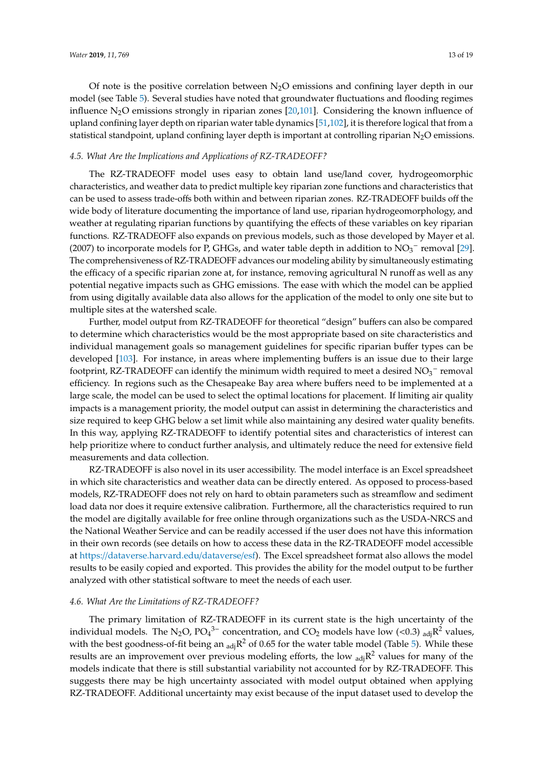Of note is the positive correlation between $N_2O$ emissions and confining layer depth in our model (see Table 5). Several studies have noted that groundwater fluctuations and flooding regimes influence $N_2O$ emissions strongly in riparian zones [20,101]. Considering the known influence of upland confining layer depth on riparian water table dynamics [51,102], it is therefore logical that from a statistical standpoint, upland confining layer depth is important at controlling riparian $N_2O$ emissions.

### *4.5. What Are the Implications and Applications of RZ-TRADEOFF?*

The RZ-TRADEOFF model uses easy to obtain land use/land cover, hydrogeomorphic characteristics, and weather data to predict multiple key riparian zone functions and characteristics that can be used to assess trade-offs both within and between riparian zones. RZ-TRADEOFF builds off the wide body of literature documenting the importance of land use, riparian hydrogeomorphology, and weather at regulating riparian functions by quantifying the effects of these variables on key riparian functions. RZ-TRADEOFF also expands on previous models, such as those developed by Mayer et al. (2007) to incorporate models for P, GHGs, and water table depth in addition to $NO_3^-$ removal [29]. The comprehensiveness of RZ-TRADEOFF advances our modeling ability by simultaneously estimating the efficacy of a specific riparian zone at, for instance, removing agricultural N runoff as well as any potential negative impacts such as GHG emissions. The ease with which the model can be applied from using digitally available data also allows for the application of the model to only one site but to multiple sites at the watershed scale.

Further, model output from RZ-TRADEOFF for theoretical "design" buffers can also be compared to determine which characteristics would be the most appropriate based on site characteristics and individual management goals so management guidelines for specific riparian buffer types can be developed [103]. For instance, in areas where implementing buffers is an issue due to their large footprint, RZ-TRADEOFF can identify the minimum width required to meet a desired $NO_3^-$ removal efficiency. In regions such as the Chesapeake Bay area where buffers need to be implemented at a large scale, the model can be used to select the optimal locations for placement. If limiting air quality impacts is a management priority, the model output can assist in determining the characteristics and size required to keep GHG below a set limit while also maintaining any desired water quality benefits. In this way, applying RZ-TRADEOFF to identify potential sites and characteristics of interest can help prioritize where to conduct further analysis, and ultimately reduce the need for extensive field measurements and data collection.

RZ-TRADEOFF is also novel in its user accessibility. The model interface is an Excel spreadsheet in which site characteristics and weather data can be directly entered. As opposed to process-based models, RZ-TRADEOFF does not rely on hard to obtain parameters such as streamflow and sediment load data nor does it require extensive calibration. Furthermore, all the characteristics required to run the model are digitally available for free online through organizations such as the USDA-NRCS and the National Weather Service and can be readily accessed if the user does not have this information in their own records (see details on how to access these data in the RZ-TRADEOFF model accessible at https://dataverse.harvard.edu/dataverse/esf). The Excel spreadsheet format also allows the model results to be easily copied and exported. This provides the ability for the model output to be further analyzed with other statistical software to meet the needs of each user.

### *4.6. What Are the Limitations of RZ-TRADEOFF?*

The primary limitation of RZ-TRADEOFF in its current state is the high uncertainty of the individual models. The $N_2O$, $PO_4^{3-}$ concentration, and $CO_2$ models have low (<0.3) $_{adj}R^2$ values, with the best goodness-of-fit being an $_{adj}R^2$ of 0.65 for the water table model (Table 5). While these results are an improvement over previous modeling efforts, the low $_{adj}R^2$ values for many of the models indicate that there is still substantial variability not accounted for by RZ-TRADEOFF. This suggests there may be high uncertainty associated with model output obtained when applying RZ-TRADEOFF. Additional uncertainty may exist because of the input dataset used to develop the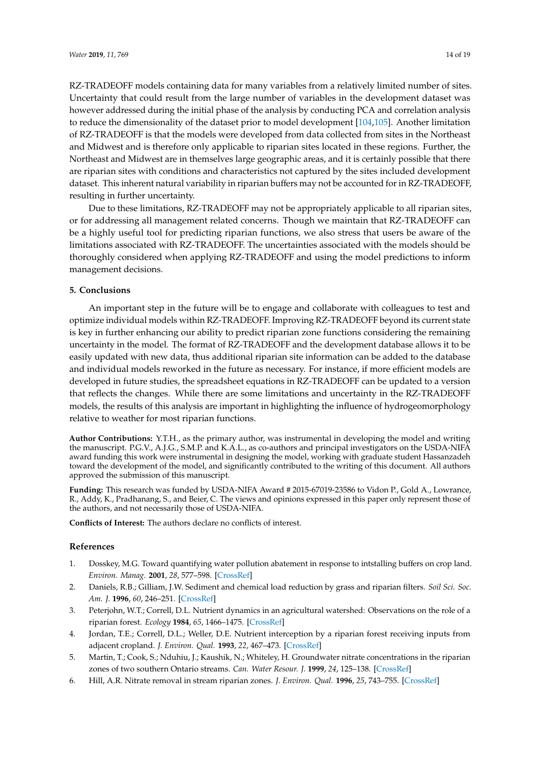RZ-TRADEOFF models containing data for many variables from a relatively limited number of sites. Uncertainty that could result from the large number of variables in the development dataset was however addressed during the initial phase of the analysis by conducting PCA and correlation analysis to reduce the dimensionality of the dataset prior to model development [104,105]. Another limitation of RZ-TRADEOFF is that the models were developed from data collected from sites in the Northeast and Midwest and is therefore only applicable to riparian sites located in these regions. Further, the Northeast and Midwest are in themselves large geographic areas, and it is certainly possible that there are riparian sites with conditions and characteristics not captured by the sites included development dataset. This inherent natural variability in riparian buffers may not be accounted for in RZ-TRADEOFF, resulting in further uncertainty.

Due to these limitations, RZ-TRADEOFF may not be appropriately applicable to all riparian sites, or for addressing all management related concerns. Though we maintain that RZ-TRADEOFF can be a highly useful tool for predicting riparian functions, we also stress that users be aware of the limitations associated with RZ-TRADEOFF. The uncertainties associated with the models should be thoroughly considered when applying RZ-TRADEOFF and using the model predictions to inform management decisions.

## 5. Conclusions

An important step in the future will be to engage and collaborate with colleagues to test and optimize individual models within RZ-TRADEOFF. Improving RZ-TRADEOFF beyond its current state is key in further enhancing our ability to predict riparian zone functions considering the remaining uncertainty in the model. The format of RZ-TRADEOFF and the development database allows it to be easily updated with new data, thus additional riparian site information can be added to the database and individual models reworked in the future as necessary. For instance, if more efficient models are developed in future studies, the spreadsheet equations in RZ-TRADEOFF can be updated to a version that reflects the changes. While there are some limitations and uncertainty in the RZ-TRADEOFF models, the results of this analysis are important in highlighting the influence of hydrogeomorphology relative to weather for most riparian functions.

**Author Contributions:** Y.T.H., as the primary author, was instrumental in developing the model and writing the manuscript. P.G.V., A.J.G., S.M.P. and K.A.L., as co-authors and principal investigators on the USDA-NIFA award funding this work were instrumental in designing the model, working with graduate student Hassanzadeh toward the development of the model, and significantly contributed to the writing of this document. All authors approved the submission of this manuscript.

**Funding:** This research was funded by USDA-NIFA Award # 2015-67019-23586 to Vidon P., Gold A., Lowrance, R., Addy, K., Pradhanang, S., and Beier, C. The views and opinions expressed in this paper only represent those of the authors, and not necessarily those of USDA-NIFA.

**Conflicts of Interest:** The authors declare no conflicts of interest.

## References

1. Dosskey, M.G. Toward quantifying water pollution abatement in response to intstalling buffers on crop land. *Environ. Manag.* **2001**, *28*, 577–598. [CrossRef]
2. Daniels, R.B.; Gilliam, J.W. Sediment and chemical load reduction by grass and riparian filters. *Soil Sci. Soc. Am. J.* **1996**, *60*, 246–251. [CrossRef]
3. Peterjohn, W.T.; Correll, D.L. Nutrient dynamics in an agricultural watershed: Observations on the role of a riparian forest. *Ecology* **1984**, *65*, 1466–1475. [CrossRef]
4. Jordan, T.E.; Correll, D.L.; Weller, D.E. Nutrient interception by a riparian forest receiving inputs from adjacent cropland. *J. Environ. Qual.* **1993**, *22*, 467–473. [CrossRef]
5. Martin, T.; Cook, S.; Nduhiu, J.; Kaushik, N.; Whiteley, H. Groundwater nitrate concentrations in the riparian zones of two southern Ontario streams. *Can. Water Resour. J.* **1999**, *24*, 125–138. [CrossRef]
6. Hill, A.R. Nitrate removal in stream riparian zones. *J. Environ. Qual.* **1996**, *25*, 743–755. [CrossRef]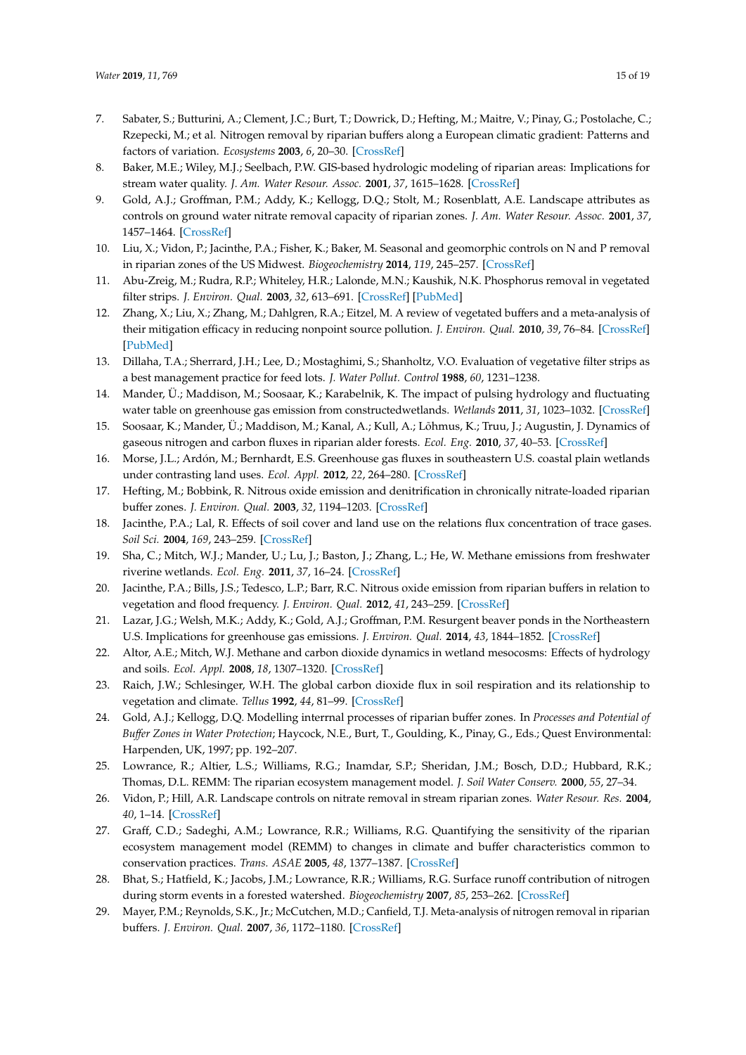7. Sabater, S.; Butturini, A.; Clement, J.C.; Burt, T.; Dowrick, D.; Hefting, M.; Maitre, V.; Pinay, G.; Postolache, C.; Rzepecki, M.; et al. Nitrogen removal by riparian buffers along a European climatic gradient: Patterns and factors of variation. *Ecosystems* **2003**, *6*, 20–30. [CrossRef]
8. Baker, M.E.; Wiley, M.J.; Seelbach, P.W. GIS-based hydrologic modeling of riparian areas: Implications for stream water quality. *J. Am. Water Resour. Assoc.* **2001**, *37*, 1615–1628. [CrossRef]
9. Gold, A.J.; Groffman, P.M.; Addy, K.; Kellogg, D.Q.; Stolt, M.; Rosenblatt, A.E. Landscape attributes as controls on ground water nitrate removal capacity of riparian zones. *J. Am. Water Resour. Assoc.* **2001**, *37*, 1457–1464. [CrossRef]
10. Liu, X.; Vidon, P.; Jacinthe, P.A.; Fisher, K.; Baker, M. Seasonal and geomorphic controls on N and P removal in riparian zones of the US Midwest. *Biogeochemistry* **2014**, *119*, 245–257. [CrossRef]
11. Abu-Zreig, M.; Rudra, R.P.; Whiteley, H.R.; Lalonde, M.N.; Kaushik, N.K. Phosphorus removal in vegetated filter strips. *J. Environ. Qual.* **2003**, *32*, 613–691. [CrossRef] [PubMed]
12. Zhang, X.; Liu, X.; Zhang, M.; Dahlgren, R.A.; Eitzel, M. A review of vegetated buffers and a meta-analysis of their mitigation efficacy in reducing nonpoint source pollution. *J. Environ. Qual.* **2010**, *39*, 76–84. [CrossRef] [PubMed]
13. Dillaha, T.A.; Sherrard, J.H.; Lee, D.; Mostaghimi, S.; Shanholtz, V.O. Evaluation of vegetative filter strips as a best management practice for feed lots. *J. Water Pollut. Control* **1988**, *60*, 1231–1238.
14. Mander, Ü.; Maddison, M.; Soosaar, K.; Karabelnik, K. The impact of pulsing hydrology and fluctuating water table on greenhouse gas emission from constructedwetlands. *Wetlands* **2011**, *31*, 1023–1032. [CrossRef]
15. Soosaar, K.; Mander, Ü.; Maddison, M.; Kanal, A.; Kull, A.; Lõhmus, K.; Truu, J.; Augustin, J. Dynamics of gaseous nitrogen and carbon fluxes in riparian alder forests. *Ecol. Eng.* **2010**, *37*, 40–53. [CrossRef]
16. Morse, J.L.; Ardón, M.; Bernhardt, E.S. Greenhouse gas fluxes in southeastern U.S. coastal plain wetlands under contrasting land uses. *Ecol. Appl.* **2012**, *22*, 264–280. [CrossRef]
17. Hefting, M.; Bobbink, R. Nitrous oxide emission and denitrification in chronically nitrate-loaded riparian buffer zones. *J. Environ. Qual.* **2003**, *32*, 1194–1203. [CrossRef]
18. Jacinthe, P.A.; Lal, R. Effects of soil cover and land use on the relations flux concentration of trace gases. *Soil Sci.* **2004**, *169*, 243–259. [CrossRef]
19. Sha, C.; Mitch, W.J.; Mander, U.; Lu, J.; Baston, J.; Zhang, L.; He, W. Methane emissions from freshwater riverine wetlands. *Ecol. Eng.* **2011**, *37*, 16–24. [CrossRef]
20. Jacinthe, P.A.; Bills, J.S.; Tedesco, L.P.; Barr, R.C. Nitrous oxide emission from riparian buffers in relation to vegetation and flood frequency. *J. Environ. Qual.* **2012**, *41*, 243–259. [CrossRef]
21. Lazar, J.G.; Welsh, M.K.; Addy, K.; Gold, A.J.; Groffman, P.M. Resurgent beaver ponds in the Northeastern U.S. Implications for greenhouse gas emissions. *J. Environ. Qual.* **2014**, *43*, 1844–1852. [CrossRef]
22. Altor, A.E.; Mitch, W.J. Methane and carbon dioxide dynamics in wetland mesocosms: Effects of hydrology and soils. *Ecol. Appl.* **2008**, *18*, 1307–1320. [CrossRef]
23. Raich, J.W.; Schlesinger, W.H. The global carbon dioxide flux in soil respiration and its relationship to vegetation and climate. *Tellus* **1992**, *44*, 81–99. [CrossRef]
24. Gold, A.J.; Kellogg, D.Q. Modelling interrnal processes of riparian buffer zones. In *Processes and Potential of Buffer Zones in Water Protection*; Haycock, N.E., Burt, T., Goulding, K., Pinay, G., Eds.; Quest Environmental: Harpenden, UK, 1997; pp. 192–207.
25. Lowrance, R.; Altier, L.S.; Williams, R.G.; Inamdar, S.P.; Sheridan, J.M.; Bosch, D.D.; Hubbard, R.K.; Thomas, D.L. REMM: The riparian ecosystem management model. *J. Soil Water Conserv.* **2000**, *55*, 27–34.
26. Vidon, P.; Hill, A.R. Landscape controls on nitrate removal in stream riparian zones. *Water Resour. Res.* **2004**, *40*, 1–14. [CrossRef]
27. Graff, C.D.; Sadeghi, A.M.; Lowrance, R.R.; Williams, R.G. Quantifying the sensitivity of the riparian ecosystem management model (REMM) to changes in climate and buffer characteristics common to conservation practices. *Trans. ASAE* **2005**, *48*, 1377–1387. [CrossRef]
28. Bhat, S.; Hatfield, K.; Jacobs, J.M.; Lowrance, R.R.; Williams, R.G. Surface runoff contribution of nitrogen during storm events in a forested watershed. *Biogeochemistry* **2007**, *85*, 253–262. [CrossRef]
29. Mayer, P.M.; Reynolds, S.K., Jr.; McCutchen, M.D.; Canfield, T.J. Meta-analysis of nitrogen removal in riparian buffers. *J. Environ. Qual.* **2007**, *36*, 1172–1180. [CrossRef]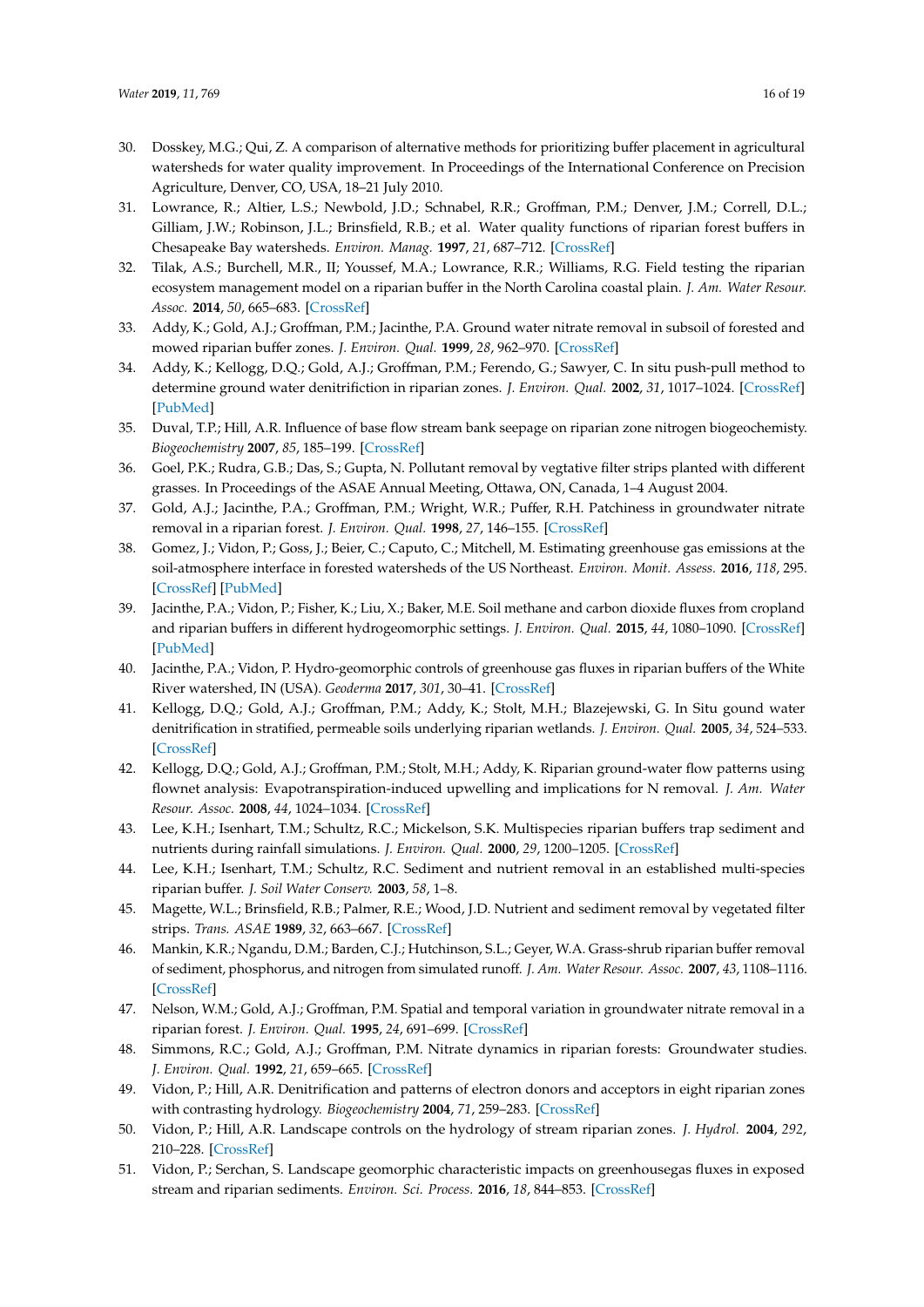30. Dosskey, M.G.; Qui, Z. A comparison of alternative methods for prioritizing buffer placement in agricultural watersheds for water quality improvement. In Proceedings of the International Conference on Precision Agriculture, Denver, CO, USA, 18–21 July 2010.
31. Lowrance, R.; Altier, L.S.; Newbold, J.D.; Schnabel, R.R.; Groffman, P.M.; Denver, J.M.; Correll, D.L.; Gilliam, J.W.; Robinson, J.L.; Brinsfield, R.B.; et al. Water quality functions of riparian forest buffers in Chesapeake Bay watersheds. *Environ. Manag.* **1997**, *21*, 687–712. [CrossRef]
32. Tilak, A.S.; Burchell, M.R., II; Youssef, M.A.; Lowrance, R.R.; Williams, R.G. Field testing the riparian ecosystem management model on a riparian buffer in the North Carolina coastal plain. *J. Am. Water Resour. Assoc.* **2014**, *50*, 665–683. [CrossRef]
33. Addy, K.; Gold, A.J.; Groffman, P.M.; Jacinthe, P.A. Ground water nitrate removal in subsoil of forested and mowed riparian buffer zones. *J. Environ. Qual.* **1999**, *28*, 962–970. [CrossRef]
34. Addy, K.; Kellogg, D.Q.; Gold, A.J.; Groffman, P.M.; Ferendo, G.; Sawyer, C. In situ push-pull method to determine ground water denitrifiction in riparian zones. *J. Environ. Qual.* **2002**, *31*, 1017–1024. [CrossRef] [PubMed]
35. Duval, T.P.; Hill, A.R. Influence of base flow stream bank seepage on riparian zone nitrogen biogeochemisty. *Biogeochemistry* **2007**, *85*, 185–199. [CrossRef]
36. Goel, P.K.; Rudra, G.B.; Das, S.; Gupta, N. Pollutant removal by vegtative filter strips planted with different grasses. In Proceedings of the ASAE Annual Meeting, Ottawa, ON, Canada, 1–4 August 2004.
37. Gold, A.J.; Jacinthe, P.A.; Groffman, P.M.; Wright, W.R.; Puffer, R.H. Patchiness in groundwater nitrate removal in a riparian forest. *J. Environ. Qual.* **1998**, *27*, 146–155. [CrossRef]
38. Gomez, J.; Vidon, P.; Goss, J.; Beier, C.; Caputo, C.; Mitchell, M. Estimating greenhouse gas emissions at the soil-atmosphere interface in forested watersheds of the US Northeast. *Environ. Monit. Assess.* **2016**, *118*, 295. [CrossRef] [PubMed]
39. Jacinthe, P.A.; Vidon, P.; Fisher, K.; Liu, X.; Baker, M.E. Soil methane and carbon dioxide fluxes from cropland and riparian buffers in different hydrogeomorphic settings. *J. Environ. Qual.* **2015**, *44*, 1080–1090. [CrossRef] [PubMed]
40. Jacinthe, P.A.; Vidon, P. Hydro-geomorphic controls of greenhouse gas fluxes in riparian buffers of the White River watershed, IN (USA). *Geoderma* **2017**, *301*, 30–41. [CrossRef]
41. Kellogg, D.Q.; Gold, A.J.; Groffman, P.M.; Addy, K.; Stolt, M.H.; Blazejewski, G. In Situ gound water denitrification in stratified, permeable soils underlying riparian wetlands. *J. Environ. Qual.* **2005**, *34*, 524–533. [CrossRef]
42. Kellogg, D.Q.; Gold, A.J.; Groffman, P.M.; Stolt, M.H.; Addy, K. Riparian ground-water flow patterns using flownet analysis: Evapotranspiration-induced upwelling and implications for N removal. *J. Am. Water Resour. Assoc.* **2008**, *44*, 1024–1034. [CrossRef]
43. Lee, K.H.; Isenhart, T.M.; Schultz, R.C.; Mickelson, S.K. Multispecies riparian buffers trap sediment and nutrients during rainfall simulations. *J. Environ. Qual.* **2000**, *29*, 1200–1205. [CrossRef]
44. Lee, K.H.; Isenhart, T.M.; Schultz, R.C. Sediment and nutrient removal in an established multi-species riparian buffer. *J. Soil Water Conserv.* **2003**, *58*, 1–8.
45. Magette, W.L.; Brinsfield, R.B.; Palmer, R.E.; Wood, J.D. Nutrient and sediment removal by vegetated filter strips. *Trans. ASAE* **1989**, *32*, 663–667. [CrossRef]
46. Mankin, K.R.; Ngandu, D.M.; Barden, C.J.; Hutchinson, S.L.; Geyer, W.A. Grass-shrub riparian buffer removal of sediment, phosphorus, and nitrogen from simulated runoff. *J. Am. Water Resour. Assoc.* **2007**, *43*, 1108–1116. [CrossRef]
47. Nelson, W.M.; Gold, A.J.; Groffman, P.M. Spatial and temporal variation in groundwater nitrate removal in a riparian forest. *J. Environ. Qual.* **1995**, *24*, 691–699. [CrossRef]
48. Simmons, R.C.; Gold, A.J.; Groffman, P.M. Nitrate dynamics in riparian forests: Groundwater studies. *J. Environ. Qual.* **1992**, *21*, 659–665. [CrossRef]
49. Vidon, P.; Hill, A.R. Denitrification and patterns of electron donors and acceptors in eight riparian zones with contrasting hydrology. *Biogeochemistry* **2004**, *71*, 259–283. [CrossRef]
50. Vidon, P.; Hill, A.R. Landscape controls on the hydrology of stream riparian zones. *J. Hydrol.* **2004**, *292*, 210–228. [CrossRef]
51. Vidon, P.; Serchan, S. Landscape geomorphic characteristic impacts on greenhousegas fluxes in exposed stream and riparian sediments. *Environ. Sci. Process.* **2016**, *18*, 844–853. [CrossRef]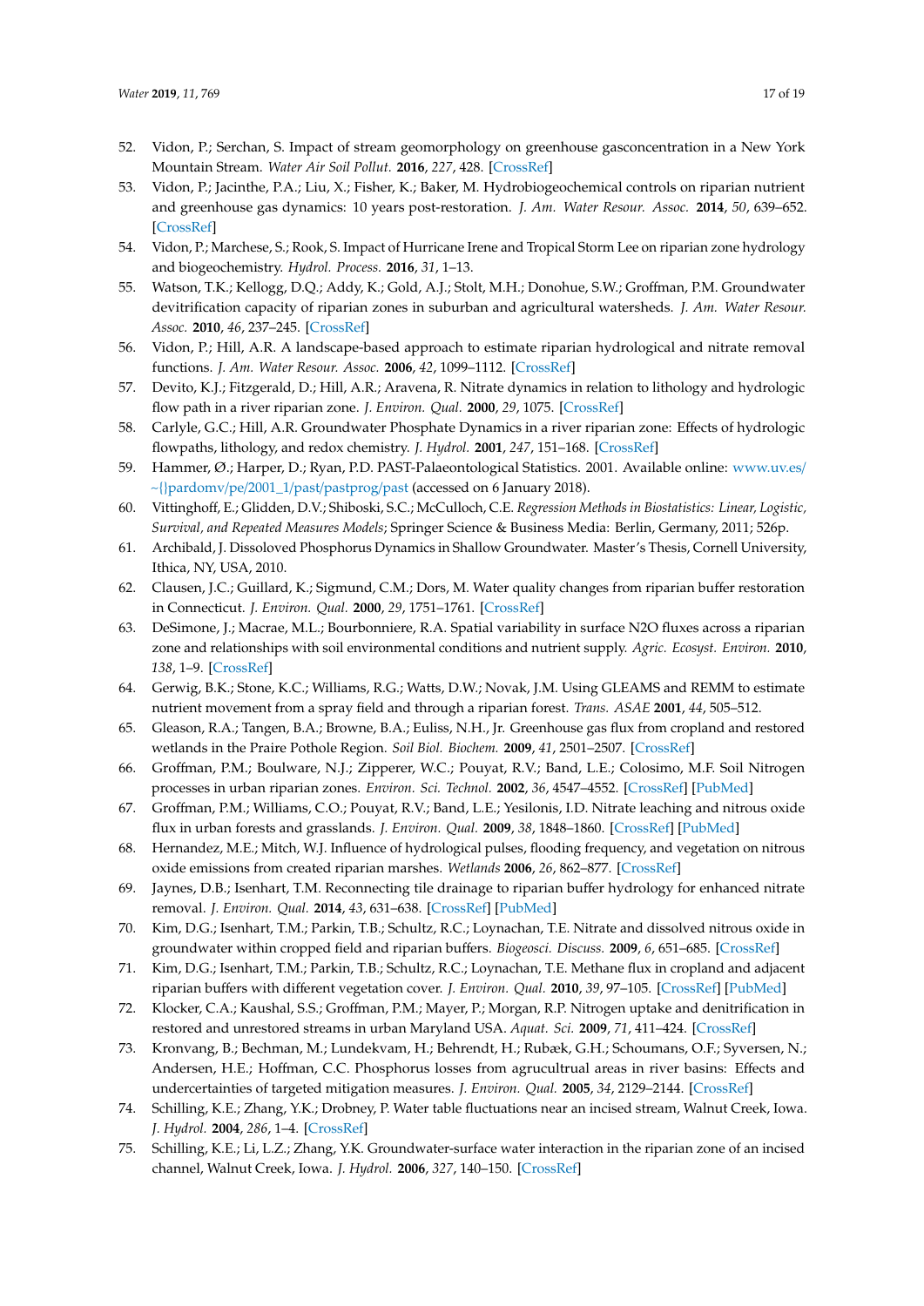52. Vidon, P.; Serchan, S. Impact of stream geomorphology on greenhouse gasconcentration in a New York Mountain Stream. *Water Air Soil Pollut.* **2016**, *227*, 428. [CrossRef]
53. Vidon, P.; Jacinthe, P.A.; Liu, X.; Fisher, K.; Baker, M. Hydrobiogeochemical controls on riparian nutrient and greenhouse gas dynamics: 10 years post-restoration. *J. Am. Water Resour. Assoc.* **2014**, *50*, 639–652. [CrossRef]
54. Vidon, P.; Marchese, S.; Rook, S. Impact of Hurricane Irene and Tropical Storm Lee on riparian zone hydrology and biogeochemistry. *Hydrol. Process.* **2016**, *31*, 1–13.
55. Watson, T.K.; Kellogg, D.Q.; Addy, K.; Gold, A.J.; Stolt, M.H.; Donohue, S.W.; Groffman, P.M. Groundwater devitrification capacity of riparian zones in suburban and agricultural watersheds. *J. Am. Water Resour. Assoc.* **2010**, *46*, 237–245. [CrossRef]
56. Vidon, P.; Hill, A.R. A landscape-based approach to estimate riparian hydrological and nitrate removal functions. *J. Am. Water Resour. Assoc.* **2006**, *42*, 1099–1112. [CrossRef]
57. Devito, K.J.; Fitzgerald, D.; Hill, A.R.; Aravena, R. Nitrate dynamics in relation to lithology and hydrologic flow path in a river riparian zone. *J. Environ. Qual.* **2000**, *29*, 1075. [CrossRef]
58. Carlyle, G.C.; Hill, A.R. Groundwater Phosphate Dynamics in a river riparian zone: Effects of hydrologic flowpaths, lithology, and redox chemistry. *J. Hydrol.* **2001**, *247*, 151–168. [CrossRef]
59. Hammer, Ø.; Harper, D.; Ryan, P.D. PAST-Palaeontological Statistics. 2001. Available online: www.uv.es/~{}pardomv/pe/2001_1/past/pastprog/past (accessed on 6 January 2018).
60. Vittinghoff, E.; Glidden, D.V.; Shiboski, S.C.; McCulloch, C.E. *Regression Methods in Biostatistics: Linear, Logistic, Survival, and Repeated Measures Models*; Springer Science & Business Media: Berlin, Germany, 2011; 526p.
61. Archibald, J. Dissoloved Phosphorus Dynamics in Shallow Groundwater. Master's Thesis, Cornell University, Ithica, NY, USA, 2010.
62. Clausen, J.C.; Guillard, K.; Sigmund, C.M.; Dors, M. Water quality changes from riparian buffer restoration in Connecticut. *J. Environ. Qual.* **2000**, *29*, 1751–1761. [CrossRef]
63. DeSimone, J.; Macrae, M.L.; Bourbonniere, R.A. Spatial variability in surface N2O fluxes across a riparian zone and relationships with soil environmental conditions and nutrient supply. *Agric. Ecosyst. Environ.* **2010**, *138*, 1–9. [CrossRef]
64. Gerwig, B.K.; Stone, K.C.; Williams, R.G.; Watts, D.W.; Novak, J.M. Using GLEAMS and REMM to estimate nutrient movement from a spray field and through a riparian forest. *Trans. ASAE* **2001**, *44*, 505–512.
65. Gleason, R.A.; Tangen, B.A.; Browne, B.A.; Euliss, N.H., Jr. Greenhouse gas flux from cropland and restored wetlands in the Praire Pothole Region. *Soil Biol. Biochem.* **2009**, *41*, 2501–2507. [CrossRef]
66. Groffman, P.M.; Boulware, N.J.; Zipperer, W.C.; Pouyat, R.V.; Band, L.E.; Colosimo, M.F. Soil Nitrogen processes in urban riparian zones. *Environ. Sci. Technol.* **2002**, *36*, 4547–4552. [CrossRef] [PubMed]
67. Groffman, P.M.; Williams, C.O.; Pouyat, R.V.; Band, L.E.; Yesilonis, I.D. Nitrate leaching and nitrous oxide flux in urban forests and grasslands. *J. Environ. Qual.* **2009**, *38*, 1848–1860. [CrossRef] [PubMed]
68. Hernandez, M.E.; Mitch, W.J. Influence of hydrological pulses, flooding frequency, and vegetation on nitrous oxide emissions from created riparian marshes. *Wetlands* **2006**, *26*, 862–877. [CrossRef]
69. Jaynes, D.B.; Isenhart, T.M. Reconnecting tile drainage to riparian buffer hydrology for enhanced nitrate removal. *J. Environ. Qual.* **2014**, *43*, 631–638. [CrossRef] [PubMed]
70. Kim, D.G.; Isenhart, T.M.; Parkin, T.B.; Schultz, R.C.; Loynachan, T.E. Nitrate and dissolved nitrous oxide in groundwater within cropped field and riparian buffers. *Biogeosci. Discuss.* **2009**, *6*, 651–685. [CrossRef]
71. Kim, D.G.; Isenhart, T.M.; Parkin, T.B.; Schultz, R.C.; Loynachan, T.E. Methane flux in cropland and adjacent riparian buffers with different vegetation cover. *J. Environ. Qual.* **2010**, *39*, 97–105. [CrossRef] [PubMed]
72. Klocker, C.A.; Kaushal, S.S.; Groffman, P.M.; Mayer, P.; Morgan, R.P. Nitrogen uptake and denitrification in restored and unrestored streams in urban Maryland USA. *Aquat. Sci.* **2009**, *71*, 411–424. [CrossRef]
73. Kronvang, B.; Bechman, M.; Lundekvam, H.; Behrendt, H.; Rubæk, G.H.; Schoumans, O.F.; Syversen, N.; Andersen, H.E.; Hoffman, C.C. Phosphorus losses from agricultural areas in river basins: Effects and undercertainties of targeted mitigation measures. *J. Environ. Qual.* **2005**, *34*, 2129–2144. [CrossRef]
74. Schilling, K.E.; Zhang, Y.K.; Drobney, P. Water table fluctuations near an incised stream, Walnut Creek, Iowa. *J. Hydrol.* **2004**, *286*, 1–4. [CrossRef]
75. Schilling, K.E.; Li, L.Z.; Zhang, Y.K. Groundwater-surface water interaction in the riparian zone of an incised channel, Walnut Creek, Iowa. *J. Hydrol.* **2006**, *327*, 140–150. [CrossRef]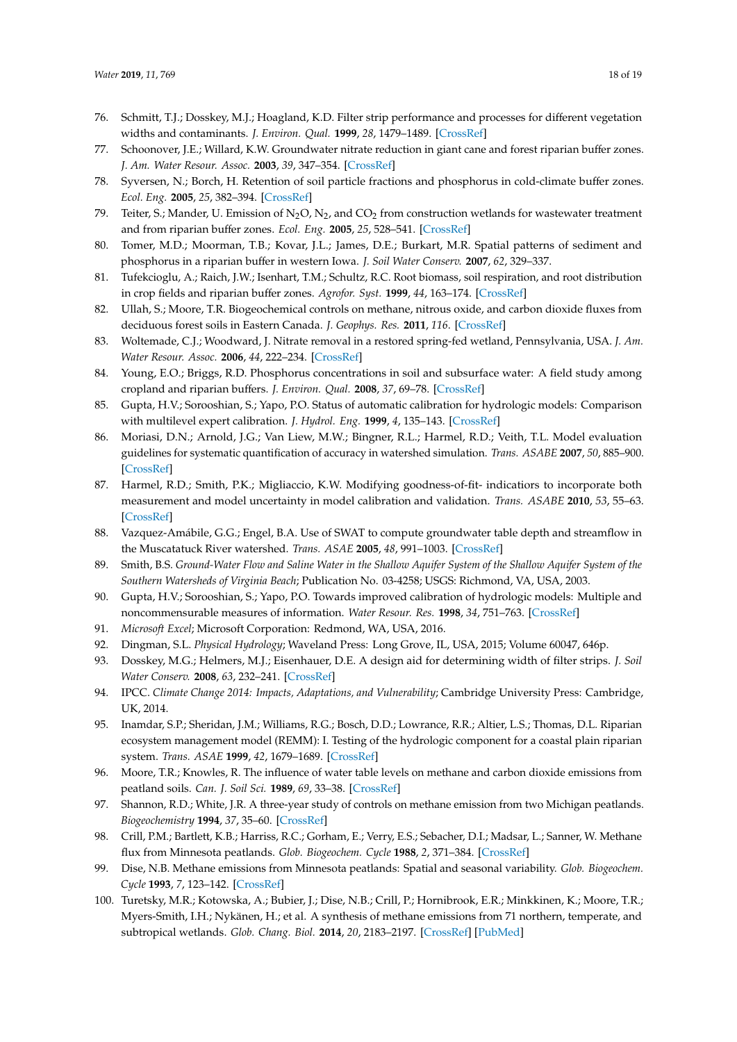76. Schmitt, T.J.; Dosskey, M.J.; Hoagland, K.D. Filter strip performance and processes for different vegetation widths and contaminants. *J. Environ. Qual.* **1999**, *28*, 1479–1489. [CrossRef]
77. Schoonover, J.E.; Willard, K.W. Groundwater nitrate reduction in giant cane and forest riparian buffer zones. *J. Am. Water Resour. Assoc.* **2003**, *39*, 39, 347–354. [CrossRef]
78. Syversen, N.; Borch, H. Retention of soil particle fractions and phosphorus in cold-climate buffer zones. *Ecol. Eng.* **2005**, *25*, 382–394. [CrossRef]
79. Teiter, S.; Mander, U. Emission of $N_2O$, $N_2$, and $CO_2$ from construction wetlands for wastewater treatment and from riparian buffer zones. *Ecol. Eng.* **2005**, *25*, 528–541. [CrossRef]
80. Tomer, M.D.; Moorman, T.B.; Kovar, J.L.; James, D.E.; Burkart, M.R. Spatial patterns of sediment and phosphorus in a riparian buffer in western Iowa. *J. Soil Water Conserv.* **2007**, *62*, 329–337.
81. Tufekcioglu, A.; Raich, J.W.; Isenhart, T.M.; Schultz, R.C. Root biomass, soil respiration, and root distribution in crop fields and riparian buffer zones. *Agrofor. Syst.* **1999**, *44*, 163–174. [CrossRef]
82. Ullah, S.; Moore, T.R. Biogeochemical controls on methane, nitrous oxide, and carbon dioxide fluxes from deciduous forest soils in Eastern Canada. *J. Geophys. Res.* **2011**, *116*. [CrossRef]
83. Woltemade, C.J.; Woodward, J. Nitrate removal in a restored spring-fed wetland, Pennsylvania, USA. *J. Am. Water Resour. Assoc.* **2006**, *44*, 222–234. [CrossRef]
84. Young, E.O.; Briggs, R.D. Phosphorus concentrations in soil and subsurface water: A field study among cropland and riparian buffers. *J. Environ. Qual.* **2008**, *37*, 69–78. [CrossRef]
85. Gupta, H.V.; Sorooshian, S.; Yapo, P.O. Status of automatic calibration for hydrologic models: Comparison with multilevel expert calibration. *J. Hydrol. Eng.* **1999**, *4*, 135–143. [CrossRef]
86. Moriasi, D.N.; Arnold, J.G.; Van Liew, M.W.; Bingner, R.L.; Harmel, R.D.; Veith, T.L. Model evaluation guidelines for systematic quantification of accuracy in watershed simulation. *Trans. ASABE* **2007**, *50*, 885–900. [CrossRef]
87. Harmel, R.D.; Smith, P.K.; Migliaccio, K.W. Modifying goodness-of-fit- indicatiors to incorporate both measurement and model uncertainty in model calibration and validation. *Trans. ASABE* **2010**, *53*, 55–63. [CrossRef]
88. Vazquez-Amábile, G.G.; Engel, B.A. Use of SWAT to compute groundwater table depth and streamflow in the Muscatatuck River watershed. *Trans. ASAE* **2005**, *48*, 991–1003. [CrossRef]
89. Smith, B.S. *Ground-Water Flow and Saline Water in the Shallow Aquifer System of the Shallow Aquifer System of the Southern Watersheds of Virginia Beach*; Publication No. 03-4258; USGS: Richmond, VA, USA, 2003.
90. Gupta, H.V.; Sorooshian, S.; Yapo, P.O. Towards improved calibration of hydrologic models: Multiple and noncommensurable measures of information. *Water Resour. Res.* **1998**, *34*, 751–763. [CrossRef]
91. *Microsoft Excel*; Microsoft Corporation: Redmond, WA, USA, 2016.
92. Dingman, S.L. *Physical Hydrology*; Waveland Press: Long Grove, IL, USA, 2015; Volume 60047, 646p.
93. Dosskey, M.G.; Helmers, M.J.; Eisenhauer, D.E. A design aid for determining width of filter strips. *J. Soil Water Conserv.* **2008**, *63*, 232–241. [CrossRef]
94. IPCC. *Climate Change 2014: Impacts, Adaptations, and Vulnerability*; Cambridge University Press: Cambridge, UK, 2014.
95. Inamdar, S.P.; Sheridan, J.M.; Williams, R.G.; Bosch, D.D.; Lowrance, R.R.; Altier, L.S.; Thomas, D.L. Riparian ecosystem management model (REMM): I. Testing of the hydrologic component for a coastal plain riparian system. *Trans. ASAE* **1999**, *42*, 1679–1689. [CrossRef]
96. Moore, T.R.; Knowles, R. The influence of water table levels on methane and carbon dioxide emissions from peatland soils. *Can. J. Soil Sci.* **1989**, *69*, 33–38. [CrossRef]
97. Shannon, R.D.; White, J.R. A three-year study of controls on methane emission from two Michigan peatlands. *Biogeochemistry* **1994**, *37*, 35–60. [CrossRef]
98. Crill, P.M.; Bartlett, K.B.; Harriss, R.C.; Gorham, E.; Verry, E.S.; Sebacher, D.I.; Madsar, L.; Sanner, W. Methane flux from Minnesota peatlands. *Glob. Biogeochem. Cycle* **1988**, *2*, 371–384. [CrossRef]
99. Dise, N.B. Methane emissions from Minnesota peatlands: Spatial and seasonal variability. *Glob. Biogeochem. Cycle* **1993**, *7*, 123–142. [CrossRef]
100. Turetsky, M.R.; Kotowska, A.; Bubier, J.; Dise, N.B.; Crill, P.; Hornibrook, E.R.; Minkkinen, K.; Moore, T.R.; Myers-Smith, I.H.; Nykänen, H.; et al. A synthesis of methane emissions from 71 northern, temperate, and subtropical wetlands. *Glob. Chang. Biol.* **2014**, *20*, 2183–2197. [CrossRef] [PubMed]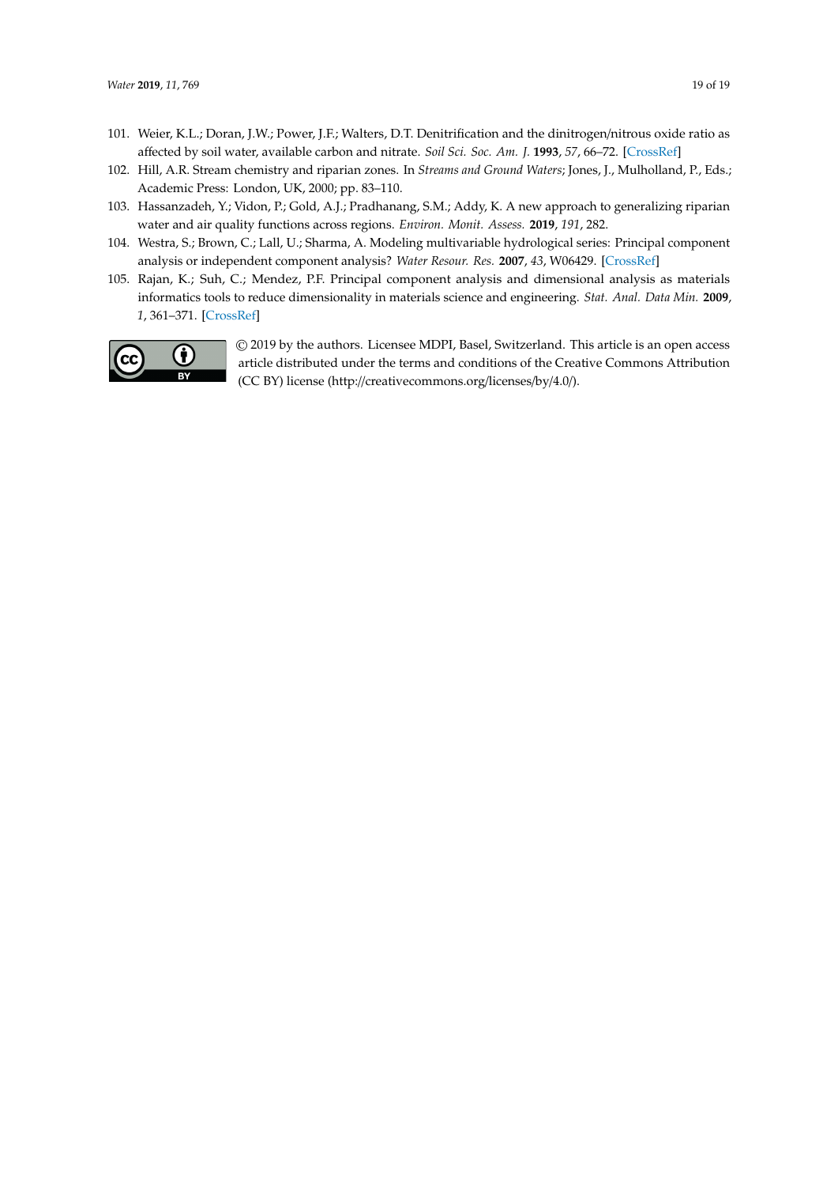101. Weier, K.L.; Doran, J.W.; Power, J.F.; Walters, D.T. Denitrification and the dinitrogen/nitrous oxide ratio as affected by soil water, available carbon and nitrate. *Soil Sci. Soc. Am. J.* **1993**, *57*, 66–72. [CrossRef]
102. Hill, A.R. Stream chemistry and riparian zones. In *Streams and Ground Waters*; Jones, J., Mulholland, P., Eds.; Academic Press: London, UK, 2000; pp. 83–110.
103. Hassanzadeh, Y.; Vidon, P.; Gold, A.J.; Pradhanang, S.M.; Addy, K. A new approach to generalizing riparian water and air quality functions across regions. *Environ. Monit. Assess.* **2019**, *191*, 282.
104. Westra, S.; Brown, C.; Lall, U.; Sharma, A. Modeling multivariable hydrological series: Principal component analysis or independent component analysis? *Water Resour. Res.* **2007**, *43*, W06429. [CrossRef]
105. Rajan, K.; Suh, C.; Mendez, P.F. Principal component analysis and dimensional analysis as materials informatics tools to reduce dimensionality in materials science and engineering. *Stat. Anal. Data Min.* **2009**, *1*, 361–371. [CrossRef]

© 2019 by the authors. Licensee MDPI, Basel, Switzerland. This article is an open access article distributed under the terms and conditions of the Creative Commons Attribution (CC BY) license (http://creativecommons.org/licenses/by/4.0/).